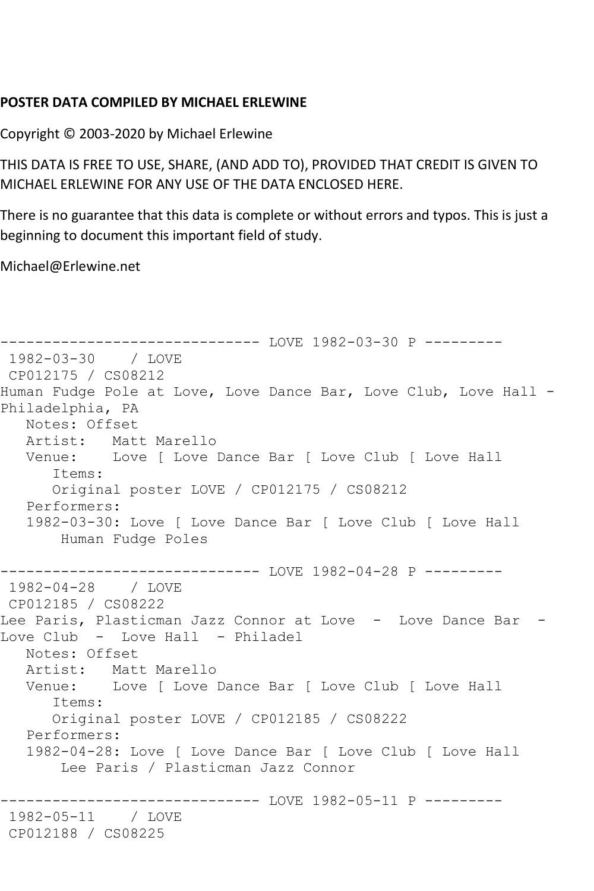**POSTER DATA COMPILED BY MICHAEL ERLEWINE**

Copyright © 2003-2020 by Michael Erlewine

THIS DATA IS FREE TO USE, SHARE, (AND ADD TO), PROVIDED THAT CREDIT IS GIVEN TO MICHAEL ERLEWINE FOR ANY USE OF THE DATA ENCLOSED HERE.

There is no guarantee that this data is complete or without errors and typos. This is just a beginning to document this important field of study.

Michael@Erlewine.net

```
------------------------------ LOVE 1982-03-30 P ---------
 1982-03-30    / LOVE
 CP012175 / CS08212
Human Fudge Pole at Love, Love Dance Bar, Love Club, Love Hall -
Philadelphia, PA
   Notes: Offset
   Artist:   Matt Marello
   Venue:    Love [ Love Dance Bar [ Love Club [ Love Hall
      Items:
      Original poster LOVE / CP012175 / CS08212
   Performers:
   1982-03-30: Love [ Love Dance Bar [ Love Club [ Love Hall
       Human Fudge Poles

------------------------------ LOVE 1982-04-28 P ---------
 1982-04-28    / LOVE
 CP012185 / CS08222
Lee Paris, Plasticman Jazz Connor at Love  -  Love Dance Bar  -
Love Club  -  Love Hall  - Philadel
   Notes: Offset
   Artist:   Matt Marello
   Venue:    Love [ Love Dance Bar [ Love Club [ Love Hall
      Items:
      Original poster LOVE / CP012185 / CS08222
   Performers:
   1982-04-28: Love [ Love Dance Bar [ Love Club [ Love Hall
       Lee Paris / Plasticman Jazz Connor

------------------------------ LOVE 1982-05-11 P ---------
 1982-05-11    / LOVE
 CP012188 / CS08225
```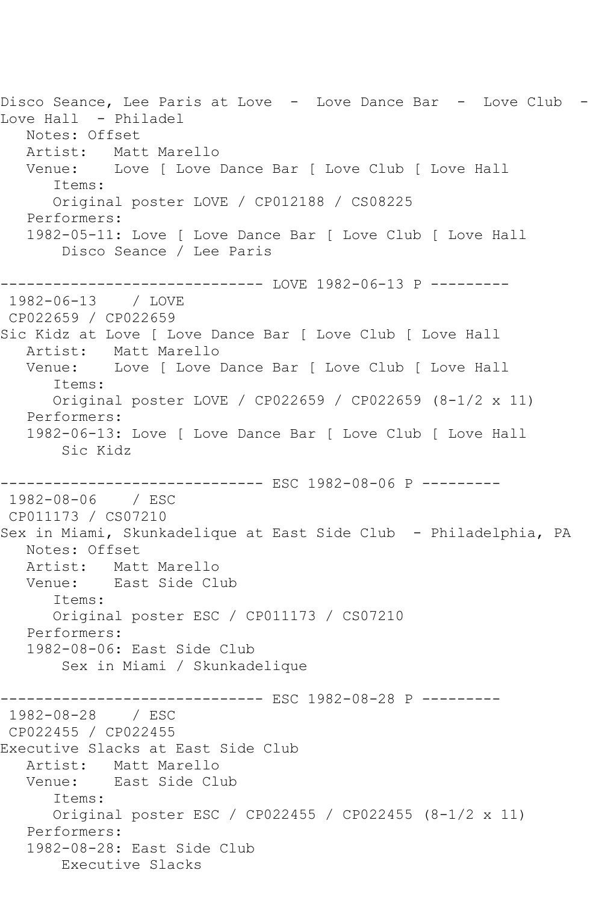Disco Seance, Lee Paris at Love - Love Dance Bar - Love Club - Love Hall - Philadel

Notes: Offset
Artist: Matt Marello
Venue: Love [ Love Dance Bar [ Love Club [ Love Hall
Items:
Original poster LOVE / CP012188 / CS08225
Performers:
1982-05-11: Love [ Love Dance Bar [ Love Club [ Love Hall
Disco Seance / Lee Paris

------------------------------ LOVE 1982-06-13 P ---------

1982-06-13 / LOVE
CP022659 / CP022659
Sic Kidz at Love [ Love Dance Bar [ Love Club [ Love Hall
Artist: Matt Marello
Venue: Love [ Love Dance Bar [ Love Club [ Love Hall
Items:
Original poster LOVE / CP022659 / CP022659 (8-1/2 x 11)
Performers:
1982-06-13: Love [ Love Dance Bar [ Love Club [ Love Hall
Sic Kidz

------------------------------ ESC 1982-08-06 P ---------

1982-08-06 / ESC
CP011173 / CS07210
Sex in Miami, Skunkadelique at East Side Club - Philadelphia, PA
Notes: Offset
Artist: Matt Marello
Venue: East Side Club
Items:
Original poster ESC / CP011173 / CS07210
Performers:
1982-08-06: East Side Club
Sex in Miami / Skunkadelique

------------------------------ ESC 1982-08-28 P ---------

1982-08-28 / ESC
CP022455 / CP022455
Executive Slacks at East Side Club
Artist: Matt Marello
Venue: East Side Club
Items:
Original poster ESC / CP022455 / CP022455 (8-1/2 x 11)
Performers:
1982-08-28: East Side Club
Executive Slacks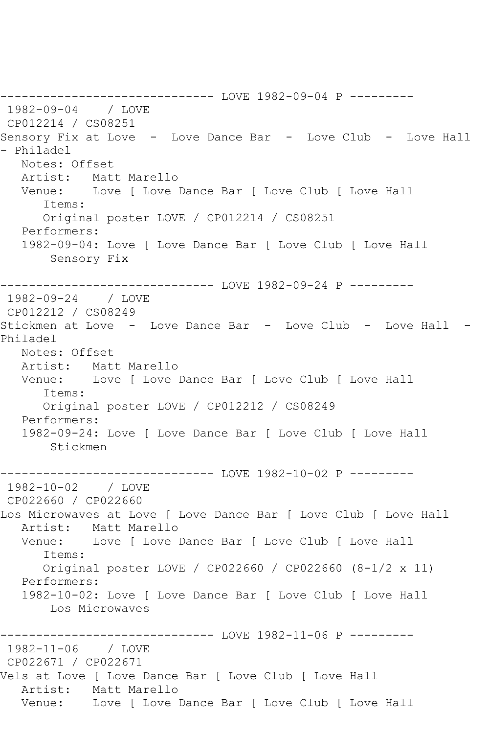------------------------------ LOVE 1982-09-04 P ---------

1982-09-04 / LOVE

CP012214 / CS08251

Sensory Fix at Love - Love Dance Bar - Love Club - Love Hall - Philadel

Notes: Offset

Artist: Matt Marello

Venue: Love [ Love Dance Bar [ Love Club [ Love Hall

Items:

Original poster LOVE / CP012214 / CS08251

Performers:

1982-09-04: Love [ Love Dance Bar [ Love Club [ Love Hall

Sensory Fix

------------------------------ LOVE 1982-09-24 P ---------

1982-09-24 / LOVE

CP012212 / CS08249

Stickmen at Love - Love Dance Bar - Love Club - Love Hall - Philadel

Notes: Offset

Artist: Matt Marello

Venue: Love [ Love Dance Bar [ Love Club [ Love Hall

Items:

Original poster LOVE / CP012212 / CS08249

Performers:

1982-09-24: Love [ Love Dance Bar [ Love Club [ Love Hall

Stickmen

------------------------------ LOVE 1982-10-02 P ---------

1982-10-02 / LOVE

CP022660 / CP022660

Los Microwaves at Love [ Love Dance Bar [ Love Club [ Love Hall

Artist: Matt Marello

Venue: Love [ Love Dance Bar [ Love Club [ Love Hall

Items:

Original poster LOVE / CP022660 / CP022660 (8-1/2 x 11)

Performers:

1982-10-02: Love [ Love Dance Bar [ Love Club [ Love Hall

Los Microwaves

------------------------------ LOVE 1982-11-06 P ---------

1982-11-06 / LOVE

CP022671 / CP022671

Vels at Love [ Love Dance Bar [ Love Club [ Love Hall

Artist: Matt Marello

Venue: Love [ Love Dance Bar [ Love Club [ Love Hall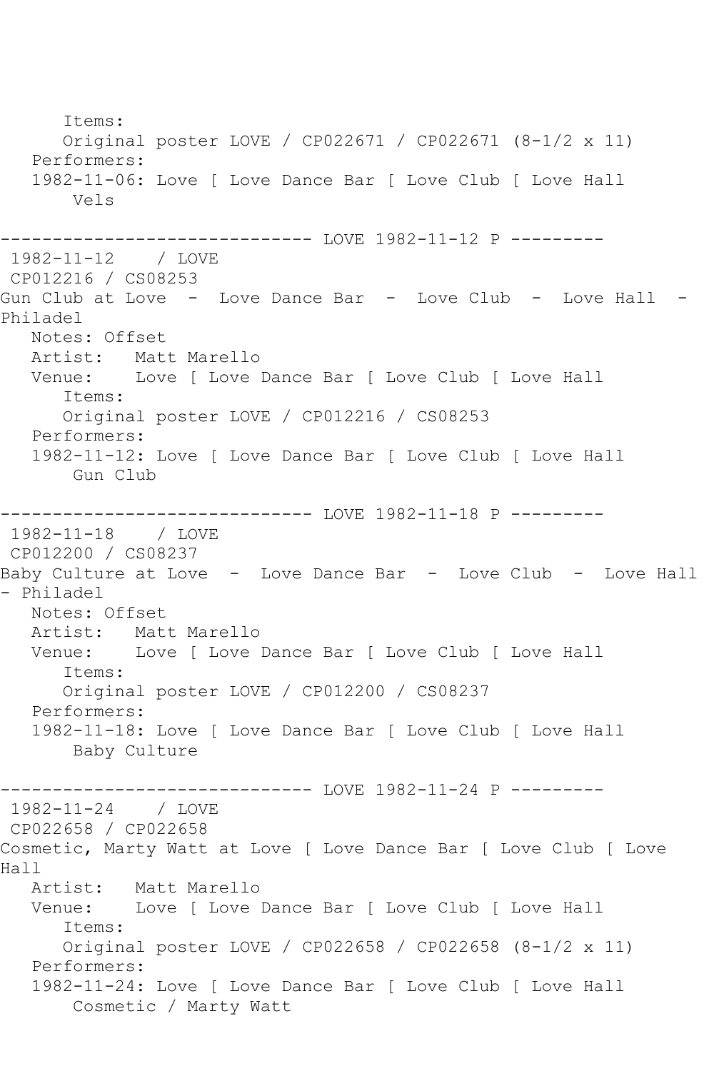Items:
Original poster LOVE / CP022671 / CP022671 (8-1/2 x 11)
Performers:
1982-11-06: Love [ Love Dance Bar [ Love Club [ Love Hall
Vels

------------------------------ LOVE 1982-11-12 P ---------
1982-11-12 / LOVE
CP012216 / CS08253
Gun Club at Love - Love Dance Bar - Love Club - Love Hall - Philadel
Notes: Offset
Artist: Matt Marello
Venue: Love [ Love Dance Bar [ Love Club [ Love Hall
Items:
Original poster LOVE / CP012216 / CS08253
Performers:
1982-11-12: Love [ Love Dance Bar [ Love Club [ Love Hall
Gun Club

------------------------------ LOVE 1982-11-18 P ---------
1982-11-18 / LOVE
CP012200 / CS08237
Baby Culture at Love - Love Dance Bar - Love Club - Love Hall - Philadel
Notes: Offset
Artist: Matt Marello
Venue: Love [ Love Dance Bar [ Love Club [ Love Hall
Items:
Original poster LOVE / CP012200 / CS08237
Performers:
1982-11-18: Love [ Love Dance Bar [ Love Club [ Love Hall
Baby Culture

------------------------------ LOVE 1982-11-24 P ---------
1982-11-24 / LOVE
CP022658 / CP022658
Cosmetic, Marty Watt at Love [ Love Dance Bar [ Love Club [ Love Hall
Artist: Matt Marello
Venue: Love [ Love Dance Bar [ Love Club [ Love Hall
Items:
Original poster LOVE / CP022658 / CP022658 (8-1/2 x 11)
Performers:
1982-11-24: Love [ Love Dance Bar [ Love Club [ Love Hall
Cosmetic / Marty Watt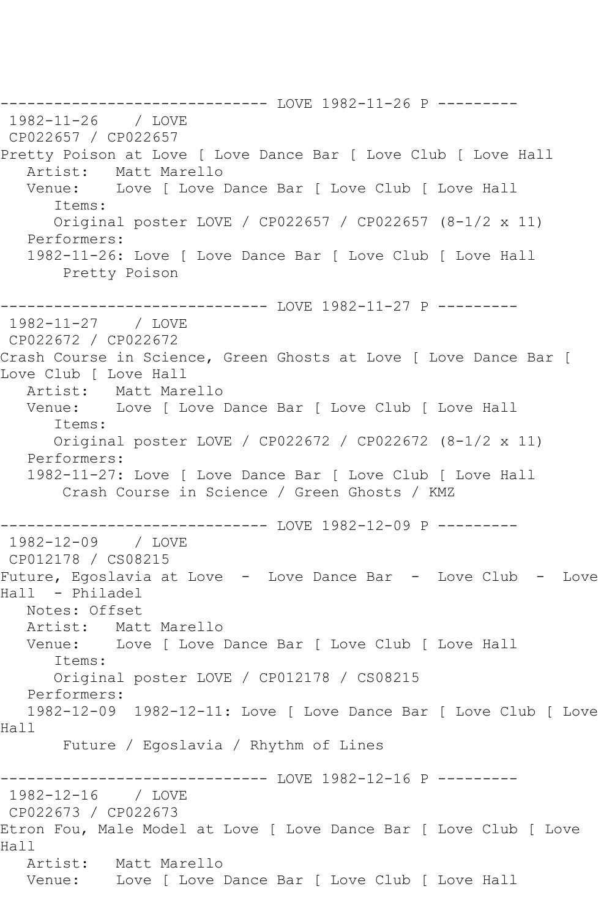------------------------------ LOVE 1982-11-26 P ---------

1982-11-26 / LOVE

CP022657 / CP022657

Pretty Poison at Love [ Love Dance Bar [ Love Club [ Love Hall

Artist: Matt Marello

Venue: Love [ Love Dance Bar [ Love Club [ Love Hall

Items:

Original poster LOVE / CP022657 / CP022657 (8-1/2 x 11)

Performers:

1982-11-26: Love [ Love Dance Bar [ Love Club [ Love Hall

Pretty Poison

------------------------------ LOVE 1982-11-27 P ---------

1982-11-27 / LOVE

CP022672 / CP022672

Crash Course in Science, Green Ghosts at Love [ Love Dance Bar [ Love Club [ Love Hall

Artist: Matt Marello

Venue: Love [ Love Dance Bar [ Love Club [ Love Hall

Items:

Original poster LOVE / CP022672 / CP022672 (8-1/2 x 11)

Performers:

1982-11-27: Love [ Love Dance Bar [ Love Club [ Love Hall

Crash Course in Science / Green Ghosts / KMZ

------------------------------ LOVE 1982-12-09 P ---------

1982-12-09 / LOVE

CP012178 / CS08215

Future, Egoslavia at Love - Love Dance Bar - Love Club - Love Hall - Philadel

Notes: Offset

Artist: Matt Marello

Venue: Love [ Love Dance Bar [ Love Club [ Love Hall

Items:

Original poster LOVE / CP012178 / CS08215

Performers:

1982-12-09 1982-12-11: Love [ Love Dance Bar [ Love Club [ Love Hall

Future / Egoslavia / Rhythm of Lines

------------------------------ LOVE 1982-12-16 P ---------

1982-12-16 / LOVE

CP022673 / CP022673

Etron Fou, Male Model at Love [ Love Dance Bar [ Love Club [ Love Hall

Artist: Matt Marello

Venue: Love [ Love Dance Bar [ Love Club [ Love Hall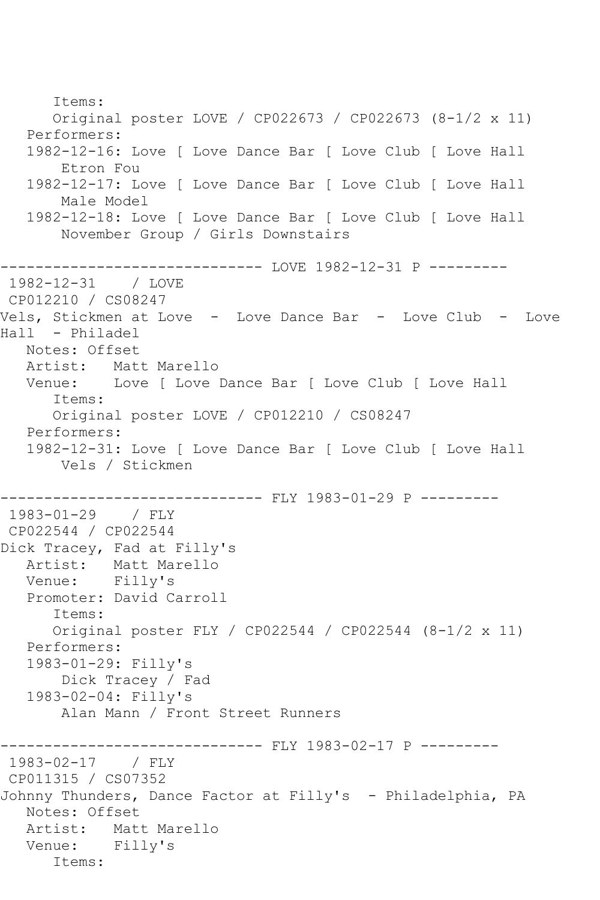Items:
      Original poster LOVE / CP022673 / CP022673 (8-1/2 x 11)
   Performers:
   1982-12-16: Love [ Love Dance Bar [ Love Club [ Love Hall
       Etron Fou
   1982-12-17: Love [ Love Dance Bar [ Love Club [ Love Hall
       Male Model
   1982-12-18: Love [ Love Dance Bar [ Love Club [ Love Hall
       November Group / Girls Downstairs

------------------------------ LOVE 1982-12-31 P ---------
 1982-12-31    / LOVE
 CP012210 / CS08247
Vels, Stickmen at Love  -  Love Dance Bar  -  Love Club  -  Love Hall  - Philadel
   Notes: Offset
   Artist:   Matt Marello
   Venue:    Love [ Love Dance Bar [ Love Club [ Love Hall
      Items:
      Original poster LOVE / CP012210 / CS08247
   Performers:
   1982-12-31: Love [ Love Dance Bar [ Love Club [ Love Hall
       Vels / Stickmen

------------------------------ FLY 1983-01-29 P ---------
 1983-01-29    / FLY
 CP022544 / CP022544
Dick Tracey, Fad at Filly's
   Artist:   Matt Marello
   Venue:    Filly's
   Promoter: David Carroll
      Items:
      Original poster FLY / CP022544 / CP022544 (8-1/2 x 11)
   Performers:
   1983-01-29: Filly's
       Dick Tracey / Fad
   1983-02-04: Filly's
       Alan Mann / Front Street Runners

------------------------------ FLY 1983-02-17 P ---------
 1983-02-17    / FLY
 CP011315 / CS07352
Johnny Thunders, Dance Factor at Filly's  - Philadelphia, PA
   Notes: Offset
   Artist:   Matt Marello
   Venue:    Filly's
      Items: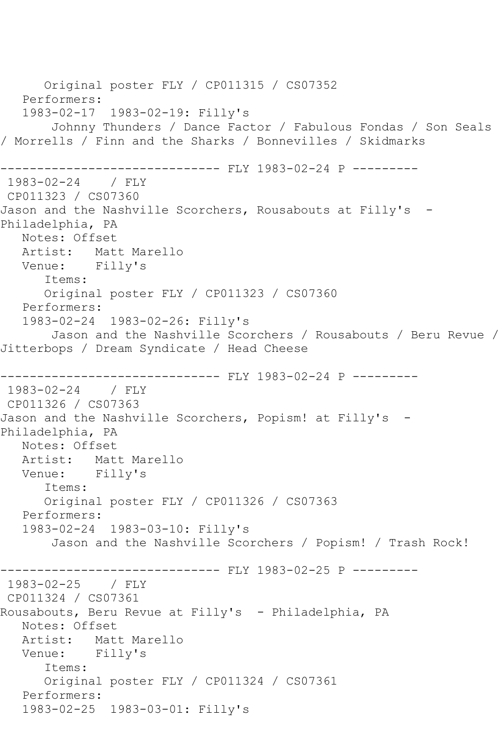Original poster FLY / CP011315 / CS07352
Performers:
1983-02-17  1983-02-19: Filly's
Johnny Thunders / Dance Factor / Fabulous Fondas / Son Seals / Morrells / Finn and the Sharks / Bonnevilles / Skidmarks

------------------------------ FLY 1983-02-24 P ---------
1983-02-24    / FLY
CP011323 / CS07360
Jason and the Nashville Scorchers, Rousabouts at Filly's  - Philadelphia, PA
Notes: Offset
Artist:   Matt Marello
Venue:    Filly's
Items:
Original poster FLY / CP011323 / CS07360
Performers:
1983-02-24  1983-02-26: Filly's
Jason and the Nashville Scorchers / Rousabouts / Beru Revue / Jitterbops / Dream Syndicate / Head Cheese

------------------------------ FLY 1983-02-24 P ---------
1983-02-24    / FLY
CP011326 / CS07363
Jason and the Nashville Scorchers, Popism! at Filly's  - Philadelphia, PA
Notes: Offset
Artist:   Matt Marello
Venue:    Filly's
Items:
Original poster FLY / CP011326 / CS07363
Performers:
1983-02-24  1983-03-10: Filly's
Jason and the Nashville Scorchers / Popism! / Trash Rock!

------------------------------ FLY 1983-02-25 P ---------
1983-02-25    / FLY
CP011324 / CS07361
Rousabouts, Beru Revue at Filly's  - Philadelphia, PA
Notes: Offset
Artist:   Matt Marello
Venue:    Filly's
Items:
Original poster FLY / CP011324 / CS07361
Performers:
1983-02-25  1983-03-01: Filly's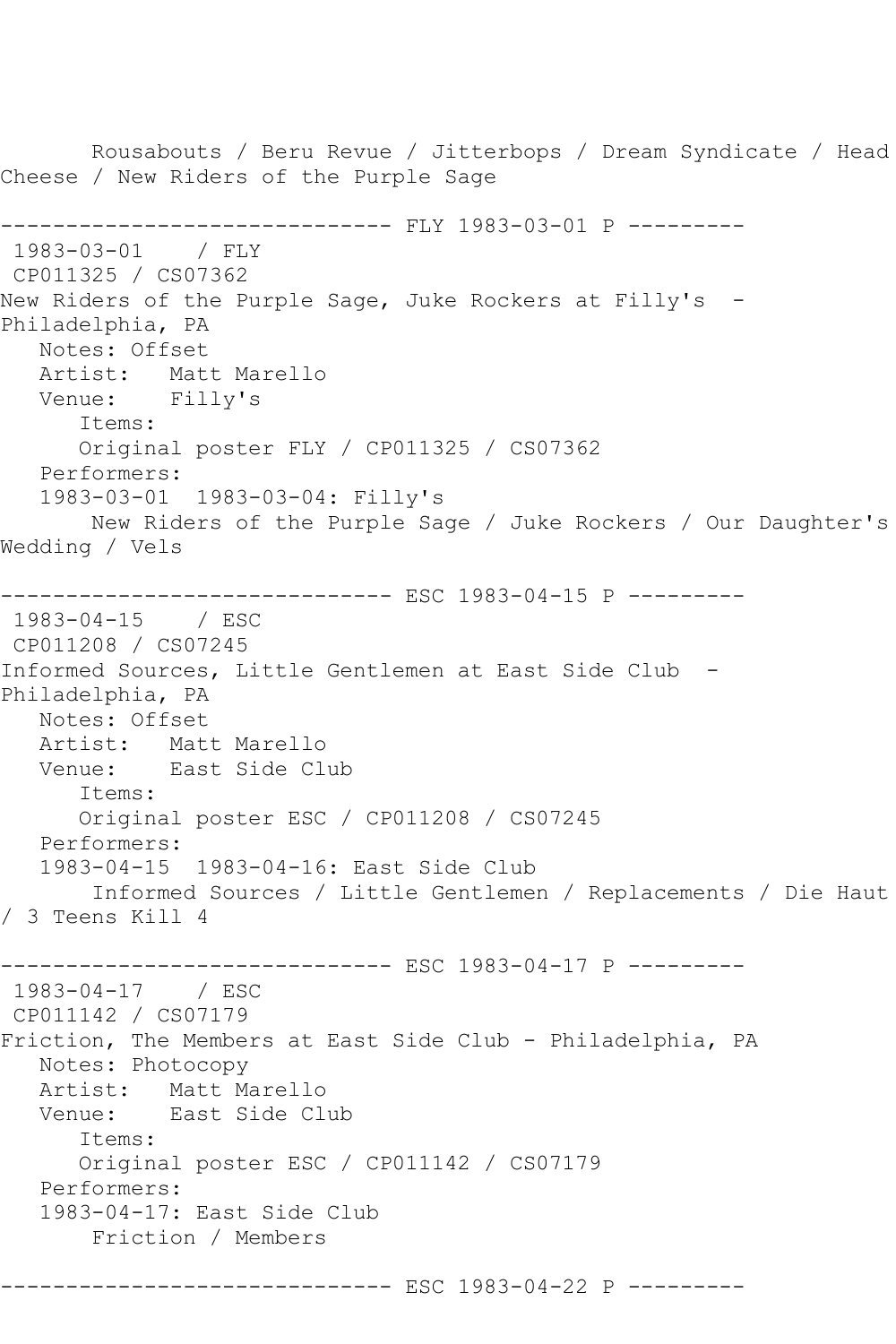Rousabouts / Beru Revue / Jitterbops / Dream Syndicate / Head Cheese / New Riders of the Purple Sage

------------------------------ FLY 1983-03-01 P ---------

1983-03-01    / FLY
CP011325 / CS07362
New Riders of the Purple Sage, Juke Rockers at Filly's  - Philadelphia, PA
   Notes: Offset
   Artist:   Matt Marello
   Venue:    Filly's
      Items:
      Original poster FLY / CP011325 / CS07362
   Performers:
   1983-03-01  1983-03-04: Filly's
       New Riders of the Purple Sage / Juke Rockers / Our Daughter's Wedding / Vels

------------------------------ ESC 1983-04-15 P ---------

1983-04-15    / ESC
CP011208 / CS07245
Informed Sources, Little Gentlemen at East Side Club  - Philadelphia, PA
   Notes: Offset
   Artist:   Matt Marello
   Venue:    East Side Club
      Items:
      Original poster ESC / CP011208 / CS07245
   Performers:
   1983-04-15  1983-04-16: East Side Club
       Informed Sources / Little Gentlemen / Replacements / Die Haut / 3 Teens Kill 4

------------------------------ ESC 1983-04-17 P ---------

1983-04-17    / ESC
CP011142 / CS07179
Friction, The Members at East Side Club - Philadelphia, PA
   Notes: Photocopy
   Artist:   Matt Marello
   Venue:    East Side Club
      Items:
      Original poster ESC / CP011142 / CS07179
   Performers:
   1983-04-17: East Side Club
       Friction / Members

------------------------------ ESC 1983-04-22 P ---------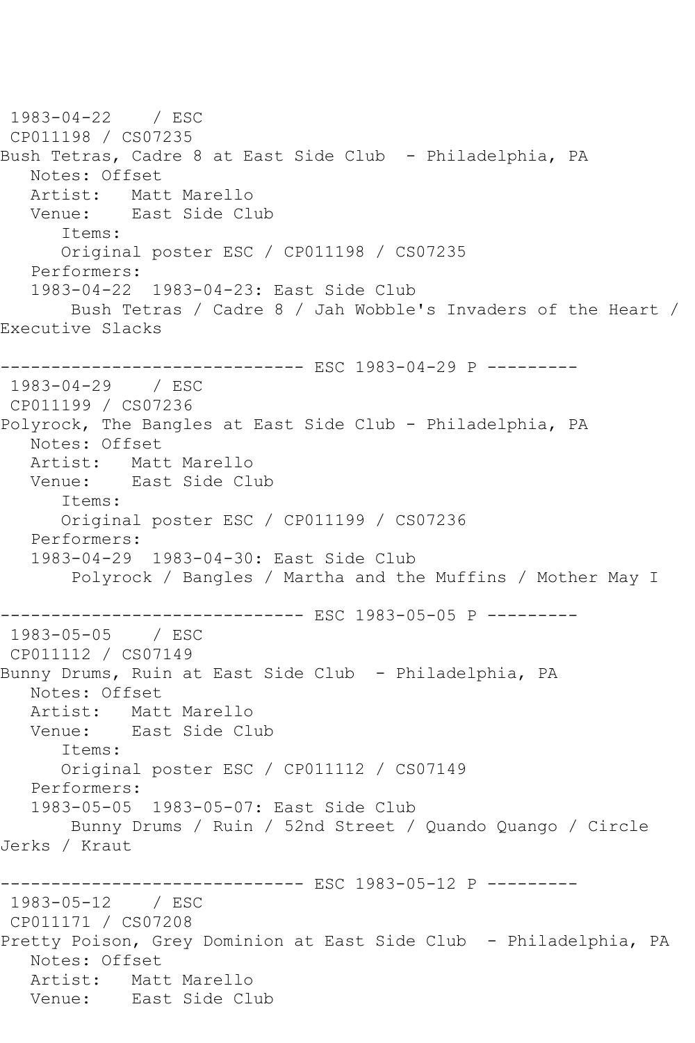1983-04-22 / ESC
CP011198 / CS07235
Bush Tetras, Cadre 8 at East Side Club - Philadelphia, PA
Notes: Offset
Artist: Matt Marello
Venue: East Side Club
Items:
Original poster ESC / CP011198 / CS07235
Performers:
1983-04-22 1983-04-23: East Side Club
Bush Tetras / Cadre 8 / Jah Wobble's Invaders of the Heart / Executive Slacks

------------------------------ ESC 1983-04-29 P ---------
1983-04-29 / ESC
CP011199 / CS07236
Polyrock, The Bangles at East Side Club - Philadelphia, PA
Notes: Offset
Artist: Matt Marello
Venue: East Side Club
Items:
Original poster ESC / CP011199 / CS07236
Performers:
1983-04-29 1983-04-30: East Side Club
Polyrock / Bangles / Martha and the Muffins / Mother May I

------------------------------ ESC 1983-05-05 P ---------
1983-05-05 / ESC
CP011112 / CS07149
Bunny Drums, Ruin at East Side Club - Philadelphia, PA
Notes: Offset
Artist: Matt Marello
Venue: East Side Club
Items:
Original poster ESC / CP011112 / CS07149
Performers:
1983-05-05 1983-05-07: East Side Club
Bunny Drums / Ruin / 52nd Street / Quando Quango / Circle Jerks / Kraut

------------------------------ ESC 1983-05-12 P ---------
1983-05-12 / ESC
CP011171 / CS07208
Pretty Poison, Grey Dominion at East Side Club - Philadelphia, PA
Notes: Offset
Artist: Matt Marello
Venue: East Side Club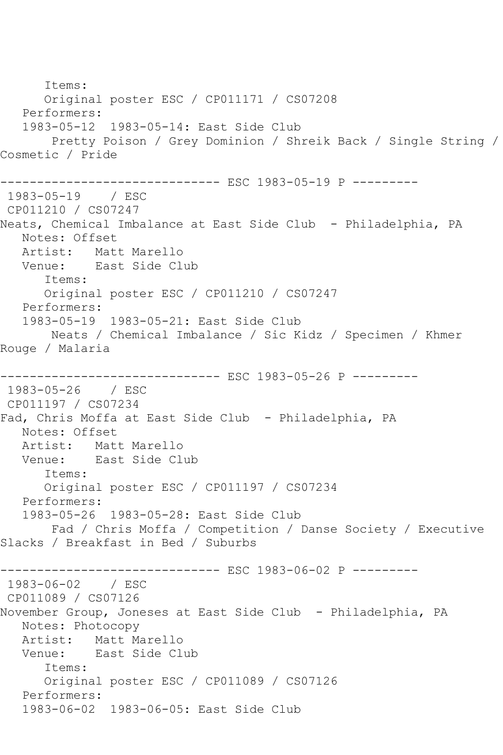Items:
Original poster ESC / CP011171 / CS07208
Performers:
1983-05-12 1983-05-14: East Side Club
Pretty Poison / Grey Dominion / Shreik Back / Single String / Cosmetic / Pride

------------------------------ ESC 1983-05-19 P ---------
1983-05-19 / ESC
CP011210 / CS07247
Neats, Chemical Imbalance at East Side Club - Philadelphia, PA
Notes: Offset
Artist: Matt Marello
Venue: East Side Club
Items:
Original poster ESC / CP011210 / CS07247
Performers:
1983-05-19 1983-05-21: East Side Club
Neats / Chemical Imbalance / Sic Kidz / Specimen / Khmer Rouge / Malaria

------------------------------ ESC 1983-05-26 P ---------
1983-05-26 / ESC
CP011197 / CS07234
Fad, Chris Moffa at East Side Club - Philadelphia, PA
Notes: Offset
Artist: Matt Marello
Venue: East Side Club
Items:
Original poster ESC / CP011197 / CS07234
Performers:
1983-05-26 1983-05-28: East Side Club
Fad / Chris Moffa / Competition / Danse Society / Executive Slacks / Breakfast in Bed / Suburbs

------------------------------ ESC 1983-06-02 P ---------
1983-06-02 / ESC
CP011089 / CS07126
November Group, Joneses at East Side Club - Philadelphia, PA
Notes: Photocopy
Artist: Matt Marello
Venue: East Side Club
Items:
Original poster ESC / CP011089 / CS07126
Performers:
1983-06-02 1983-06-05: East Side Club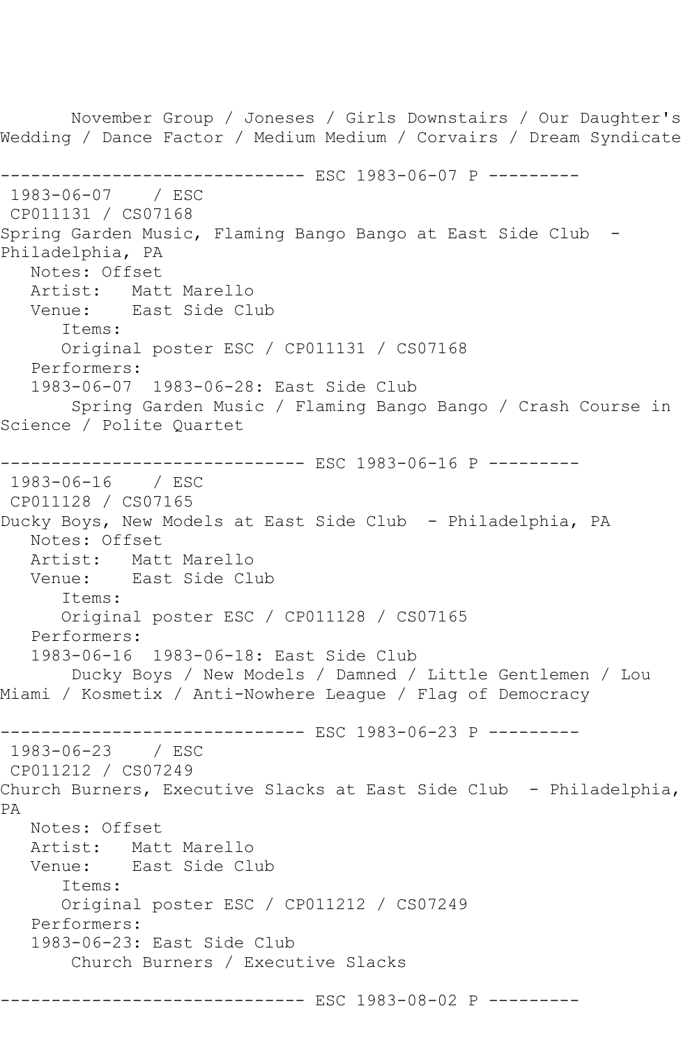November Group / Joneses / Girls Downstairs / Our Daughter's Wedding / Dance Factor / Medium Medium / Corvairs / Dream Syndicate

------------------------------ ESC 1983-06-07 P ---------

1983-06-07 / ESC

CP011131 / CS07168

Spring Garden Music, Flaming Bango Bango at East Side Club - Philadelphia, PA

Notes: Offset

Artist: Matt Marello

Venue: East Side Club

Items:

Original poster ESC / CP011131 / CS07168

Performers:

1983-06-07 1983-06-28: East Side Club

Spring Garden Music / Flaming Bango Bango / Crash Course in Science / Polite Quartet

------------------------------ ESC 1983-06-16 P ---------

1983-06-16 / ESC

CP011128 / CS07165

Ducky Boys, New Models at East Side Club - Philadelphia, PA

Notes: Offset

Artist: Matt Marello

Venue: East Side Club

Items:

Original poster ESC / CP011128 / CS07165

Performers:

1983-06-16 1983-06-18: East Side Club

Ducky Boys / New Models / Damned / Little Gentlemen / Lou Miami / Kosmetix / Anti-Nowhere League / Flag of Democracy

------------------------------ ESC 1983-06-23 P ---------

1983-06-23 / ESC

CP011212 / CS07249

Church Burners, Executive Slacks at East Side Club - Philadelphia, PA

Notes: Offset

Artist: Matt Marello

Venue: East Side Club

Items:

Original poster ESC / CP011212 / CS07249

Performers:

1983-06-23: East Side Club

Church Burners / Executive Slacks

------------------------------ ESC 1983-08-02 P ---------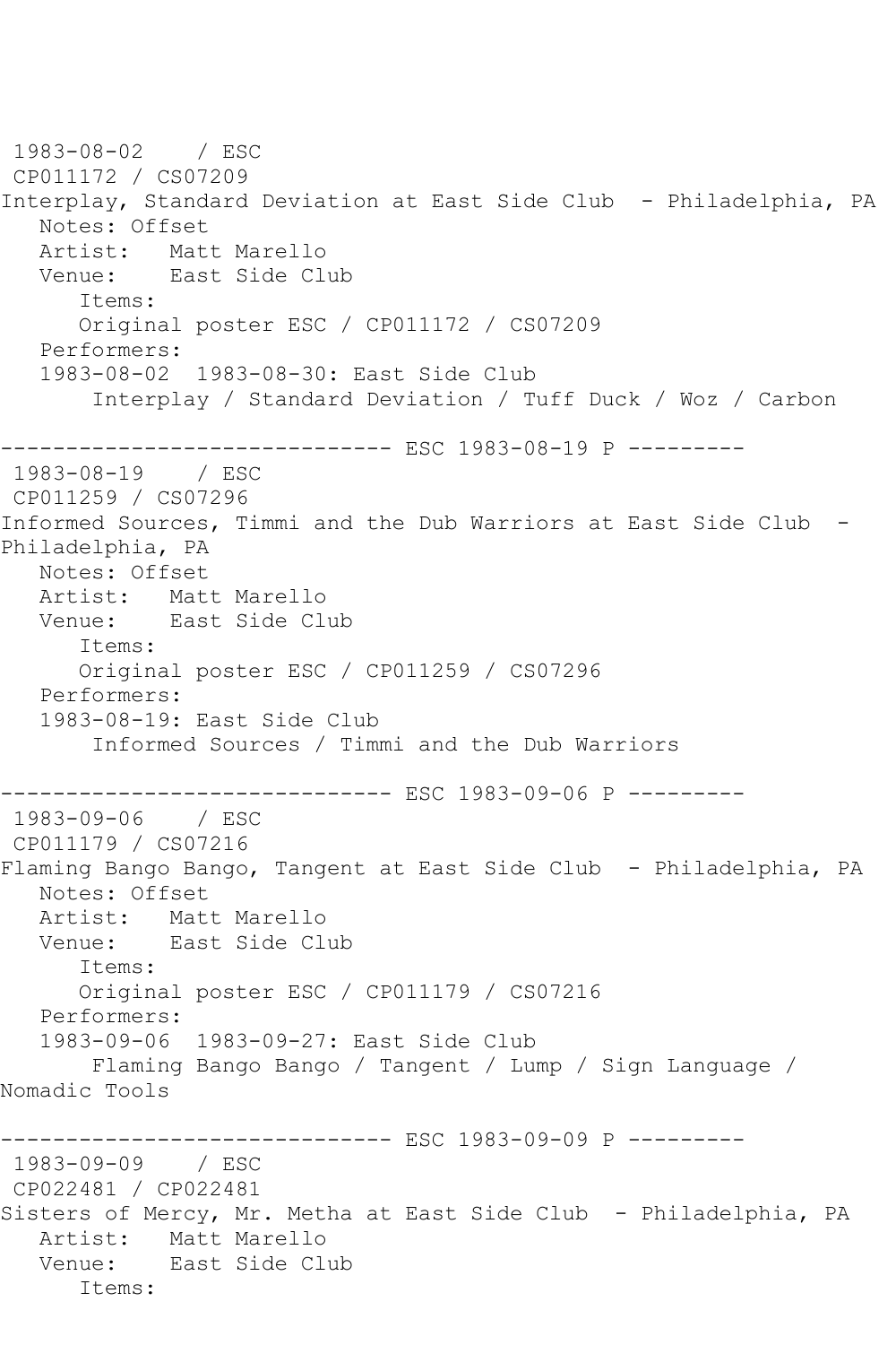1983-08-02 / ESC
CP011172 / CS07209
Interplay, Standard Deviation at East Side Club - Philadelphia, PA
Notes: Offset
Artist: Matt Marello
Venue: East Side Club
Items:
Original poster ESC / CP011172 / CS07209
Performers:
1983-08-02 1983-08-30: East Side Club
Interplay / Standard Deviation / Tuff Duck / Woz / Carbon

------------------------------ ESC 1983-08-19 P ---------

1983-08-19 / ESC
CP011259 / CS07296
Informed Sources, Timmi and the Dub Warriors at East Side Club - Philadelphia, PA
Notes: Offset
Artist: Matt Marello
Venue: East Side Club
Items:
Original poster ESC / CP011259 / CS07296
Performers:
1983-08-19: East Side Club
Informed Sources / Timmi and the Dub Warriors

------------------------------ ESC 1983-09-06 P ---------

1983-09-06 / ESC
CP011179 / CS07216
Flaming Bango Bango, Tangent at East Side Club - Philadelphia, PA
Notes: Offset
Artist: Matt Marello
Venue: East Side Club
Items:
Original poster ESC / CP011179 / CS07216
Performers:
1983-09-06 1983-09-27: East Side Club
Flaming Bango Bango / Tangent / Lump / Sign Language / Nomadic Tools

------------------------------ ESC 1983-09-09 P ---------

1983-09-09 / ESC
CP022481 / CP022481
Sisters of Mercy, Mr. Metha at East Side Club - Philadelphia, PA
Artist: Matt Marello
Venue: East Side Club
Items: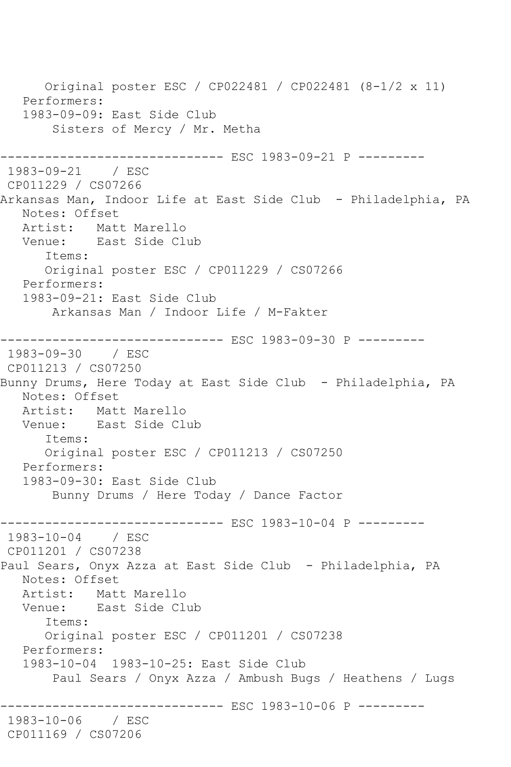Original poster ESC / CP022481 / CP022481 (8-1/2 x 11)
Performers:
1983-09-09: East Side Club
Sisters of Mercy / Mr. Metha

------------------------------ ESC 1983-09-21 P ---------

1983-09-21 / ESC
CP011229 / CS07266
Arkansas Man, Indoor Life at East Side Club - Philadelphia, PA
Notes: Offset
Artist: Matt Marello
Venue: East Side Club
Items:
Original poster ESC / CP011229 / CS07266
Performers:
1983-09-21: East Side Club
Arkansas Man / Indoor Life / M-Fakter

------------------------------ ESC 1983-09-30 P ---------

1983-09-30 / ESC
CP011213 / CS07250
Bunny Drums, Here Today at East Side Club - Philadelphia, PA
Notes: Offset
Artist: Matt Marello
Venue: East Side Club
Items:
Original poster ESC / CP011213 / CS07250
Performers:
1983-09-30: East Side Club
Bunny Drums / Here Today / Dance Factor

------------------------------ ESC 1983-10-04 P ---------

1983-10-04 / ESC
CP011201 / CS07238
Paul Sears, Onyx Azza at East Side Club - Philadelphia, PA
Notes: Offset
Artist: Matt Marello
Venue: East Side Club
Items:
Original poster ESC / CP011201 / CS07238
Performers:
1983-10-04 1983-10-25: East Side Club
Paul Sears / Onyx Azza / Ambush Bugs / Heathens / Lugs

------------------------------ ESC 1983-10-06 P ---------

1983-10-06 / ESC
CP011169 / CS07206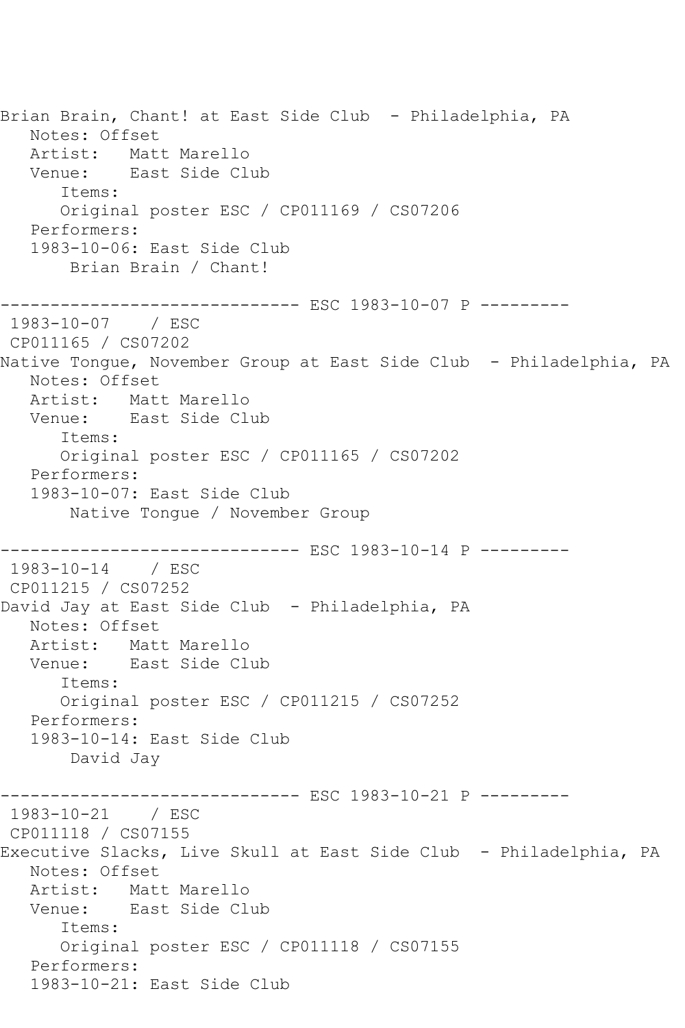Brian Brain, Chant! at East Side Club  - Philadelphia, PA
   Notes: Offset
   Artist:   Matt Marello
   Venue:    East Side Club
      Items:
      Original poster ESC / CP011169 / CS07206
   Performers:
   1983-10-06: East Side Club
       Brian Brain / Chant!

------------------------------ ESC 1983-10-07 P ---------
 1983-10-07    / ESC
 CP011165 / CS07202
Native Tongue, November Group at East Side Club  - Philadelphia, PA
   Notes: Offset
   Artist:   Matt Marello
   Venue:    East Side Club
      Items:
      Original poster ESC / CP011165 / CS07202
   Performers:
   1983-10-07: East Side Club
       Native Tongue / November Group

------------------------------ ESC 1983-10-14 P ---------
 1983-10-14    / ESC
 CP011215 / CS07252
David Jay at East Side Club  - Philadelphia, PA
   Notes: Offset
   Artist:   Matt Marello
   Venue:    East Side Club
      Items:
      Original poster ESC / CP011215 / CS07252
   Performers:
   1983-10-14: East Side Club
       David Jay

------------------------------ ESC 1983-10-21 P ---------
 1983-10-21    / ESC
 CP011118 / CS07155
Executive Slacks, Live Skull at East Side Club  - Philadelphia, PA
   Notes: Offset
   Artist:   Matt Marello
   Venue:    East Side Club
      Items:
      Original poster ESC / CP011118 / CS07155
   Performers:
   1983-10-21: East Side Club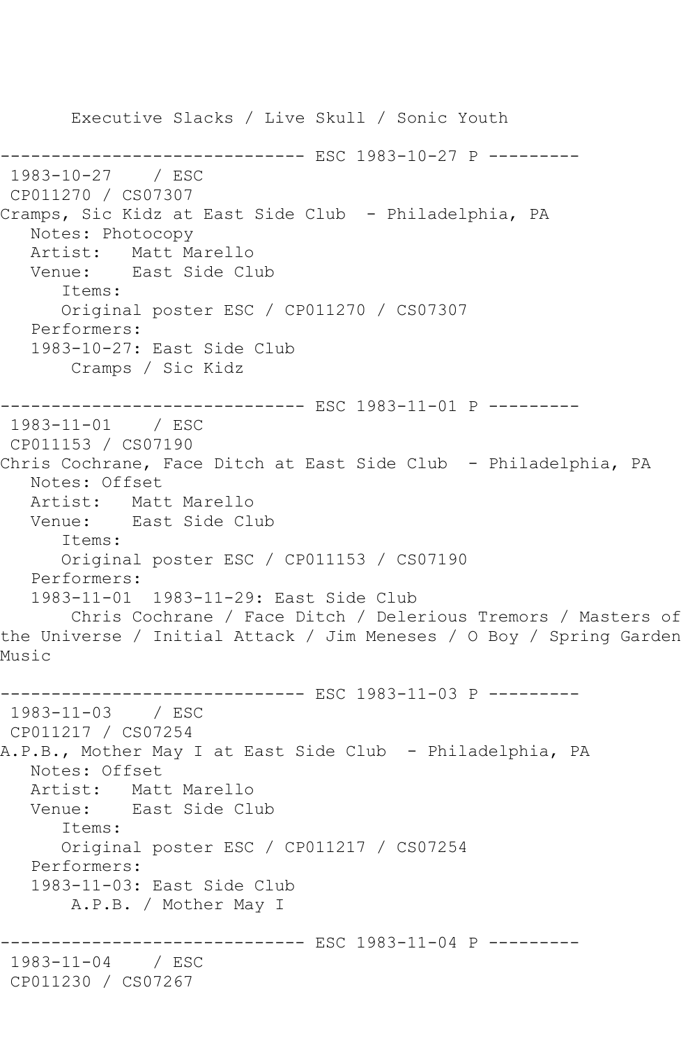Executive Slacks / Live Skull / Sonic Youth

------------------------------ ESC 1983-10-27 P ---------
1983-10-27 / ESC
CP011270 / CS07307
Cramps, Sic Kidz at East Side Club - Philadelphia, PA
Notes: Photocopy
Artist: Matt Marello
Venue: East Side Club
Items:
Original poster ESC / CP011270 / CS07307
Performers:
1983-10-27: East Side Club
Cramps / Sic Kidz

------------------------------ ESC 1983-11-01 P ---------
1983-11-01 / ESC
CP011153 / CS07190
Chris Cochrane, Face Ditch at East Side Club - Philadelphia, PA
Notes: Offset
Artist: Matt Marello
Venue: East Side Club
Items:
Original poster ESC / CP011153 / CS07190
Performers:
1983-11-01 1983-11-29: East Side Club
Chris Cochrane / Face Ditch / Delerious Tremors / Masters of the Universe / Initial Attack / Jim Meneses / O Boy / Spring Garden Music

------------------------------ ESC 1983-11-03 P ---------
1983-11-03 / ESC
CP011217 / CS07254
A.P.B., Mother May I at East Side Club - Philadelphia, PA
Notes: Offset
Artist: Matt Marello
Venue: East Side Club
Items:
Original poster ESC / CP011217 / CS07254
Performers:
1983-11-03: East Side Club
A.P.B. / Mother May I

------------------------------ ESC 1983-11-04 P ---------
1983-11-04 / ESC
CP011230 / CS07267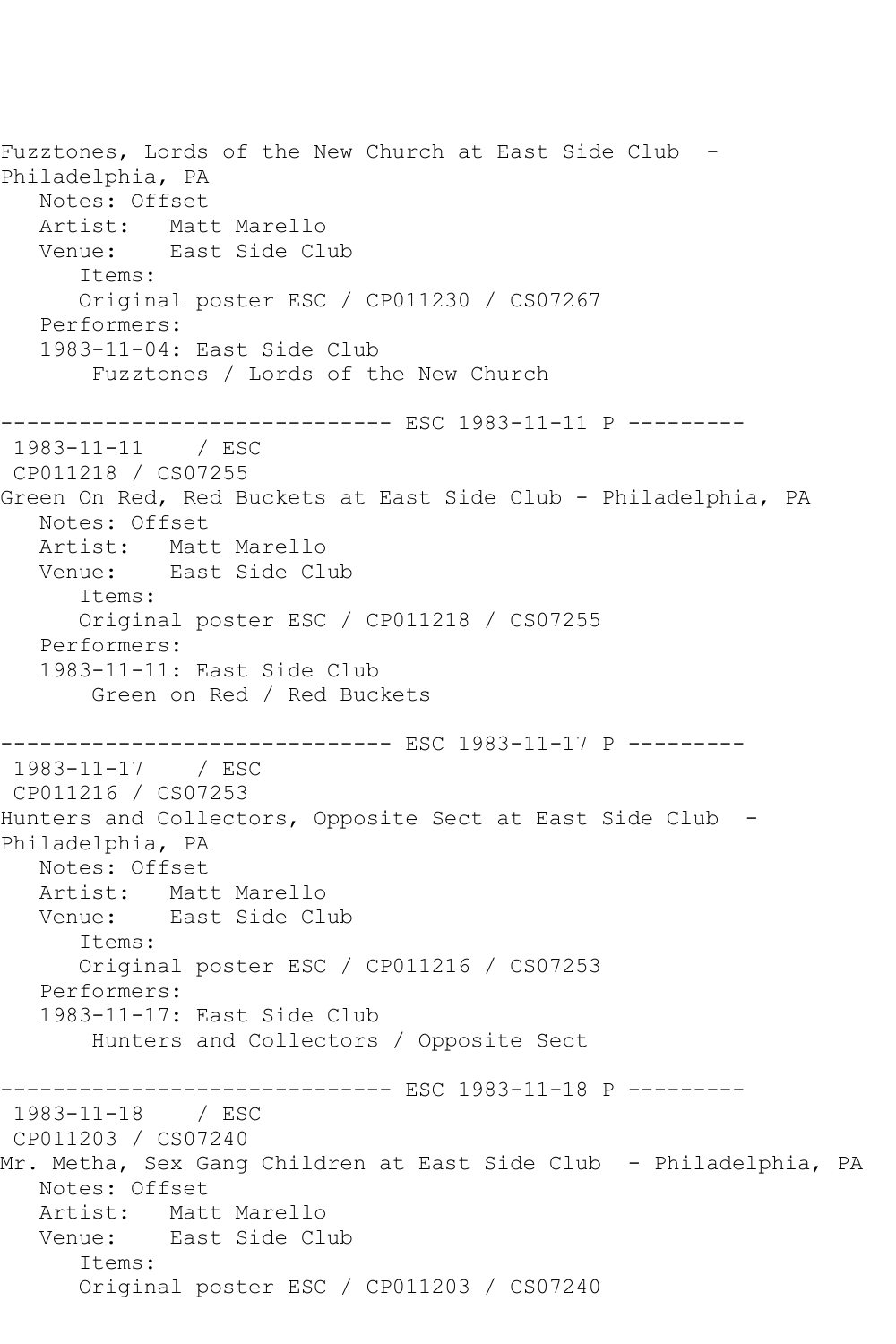Fuzztones, Lords of the New Church at East Side Club -
Philadelphia, PA
   Notes: Offset
   Artist:   Matt Marello
   Venue:    East Side Club
      Items:
      Original poster ESC / CP011230 / CS07267
   Performers:
   1983-11-04: East Side Club
       Fuzztones / Lords of the New Church

------------------------------ ESC 1983-11-11 P ---------
 1983-11-11    / ESC
 CP011218 / CS07255
Green On Red, Red Buckets at East Side Club - Philadelphia, PA
   Notes: Offset
   Artist:   Matt Marello
   Venue:    East Side Club
      Items:
      Original poster ESC / CP011218 / CS07255
   Performers:
   1983-11-11: East Side Club
       Green on Red / Red Buckets

------------------------------ ESC 1983-11-17 P ---------
 1983-11-17    / ESC
 CP011216 / CS07253
Hunters and Collectors, Opposite Sect at East Side Club -
Philadelphia, PA
   Notes: Offset
   Artist:   Matt Marello
   Venue:    East Side Club
      Items:
      Original poster ESC / CP011216 / CS07253
   Performers:
   1983-11-17: East Side Club
       Hunters and Collectors / Opposite Sect

------------------------------ ESC 1983-11-18 P ---------
 1983-11-18    / ESC
 CP011203 / CS07240
Mr. Metha, Sex Gang Children at East Side Club - Philadelphia, PA
   Notes: Offset
   Artist:   Matt Marello
   Venue:    East Side Club
      Items:
      Original poster ESC / CP011203 / CS07240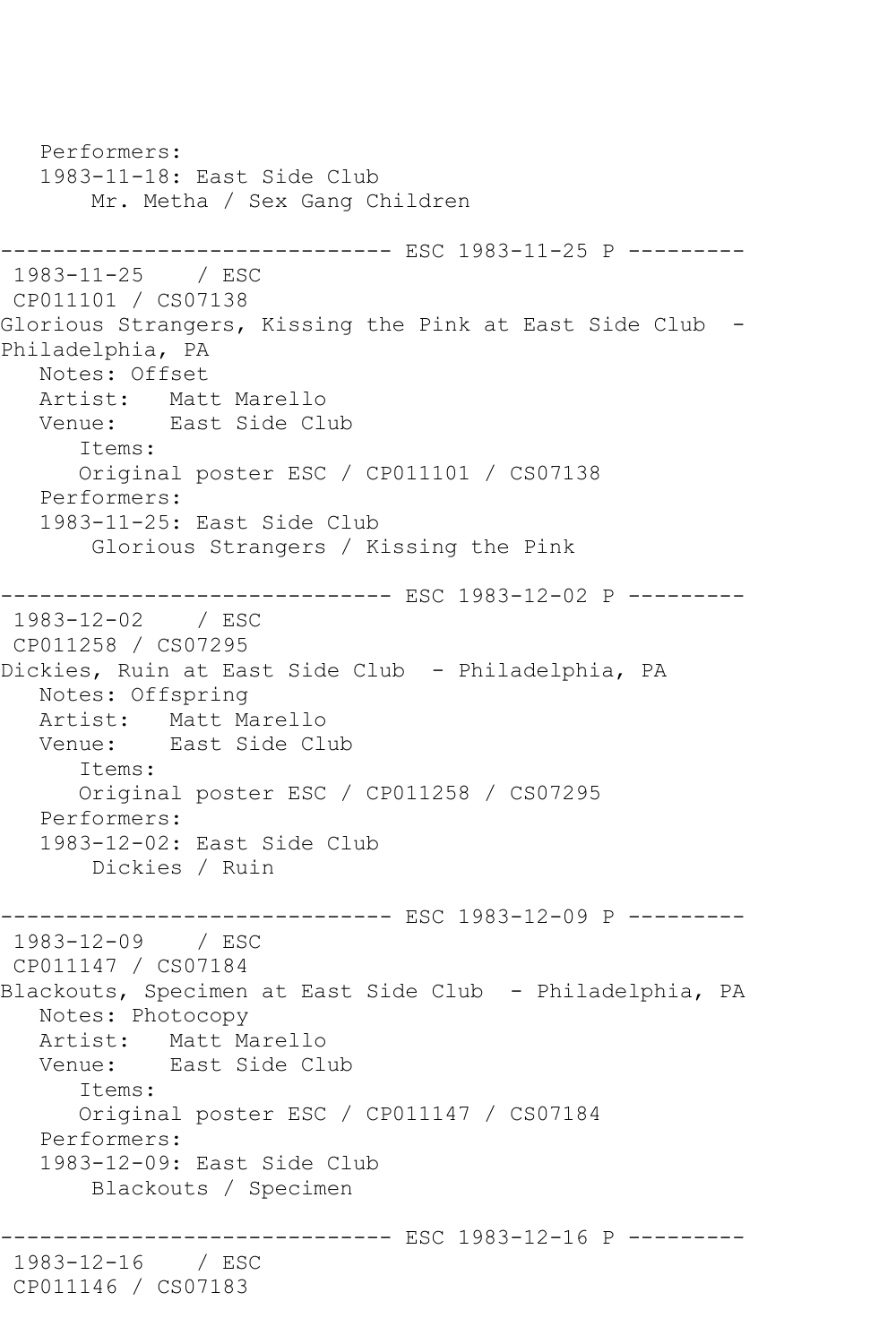```
   Performers:
   1983-11-18: East Side Club
       Mr. Metha / Sex Gang Children

------------------------------ ESC 1983-11-25 P ---------
 1983-11-25    / ESC
 CP011101 / CS07138
Glorious Strangers, Kissing the Pink at East Side Club  -
Philadelphia, PA
   Notes: Offset
   Artist:   Matt Marello
   Venue:    East Side Club
      Items:
      Original poster ESC / CP011101 / CS07138
   Performers:
   1983-11-25: East Side Club
       Glorious Strangers / Kissing the Pink

------------------------------ ESC 1983-12-02 P ---------
 1983-12-02    / ESC
 CP011258 / CS07295
Dickies, Ruin at East Side Club  - Philadelphia, PA
   Notes: Offspring
   Artist:   Matt Marello
   Venue:    East Side Club
      Items:
      Original poster ESC / CP011258 / CS07295
   Performers:
   1983-12-02: East Side Club
       Dickies / Ruin

------------------------------ ESC 1983-12-09 P ---------
 1983-12-09    / ESC
 CP011147 / CS07184
Blackouts, Specimen at East Side Club  - Philadelphia, PA
   Notes: Photocopy
   Artist:   Matt Marello
   Venue:    East Side Club
      Items:
      Original poster ESC / CP011147 / CS07184
   Performers:
   1983-12-09: East Side Club
       Blackouts / Specimen

------------------------------ ESC 1983-12-16 P ---------
 1983-12-16    / ESC
 CP011146 / CS07183
```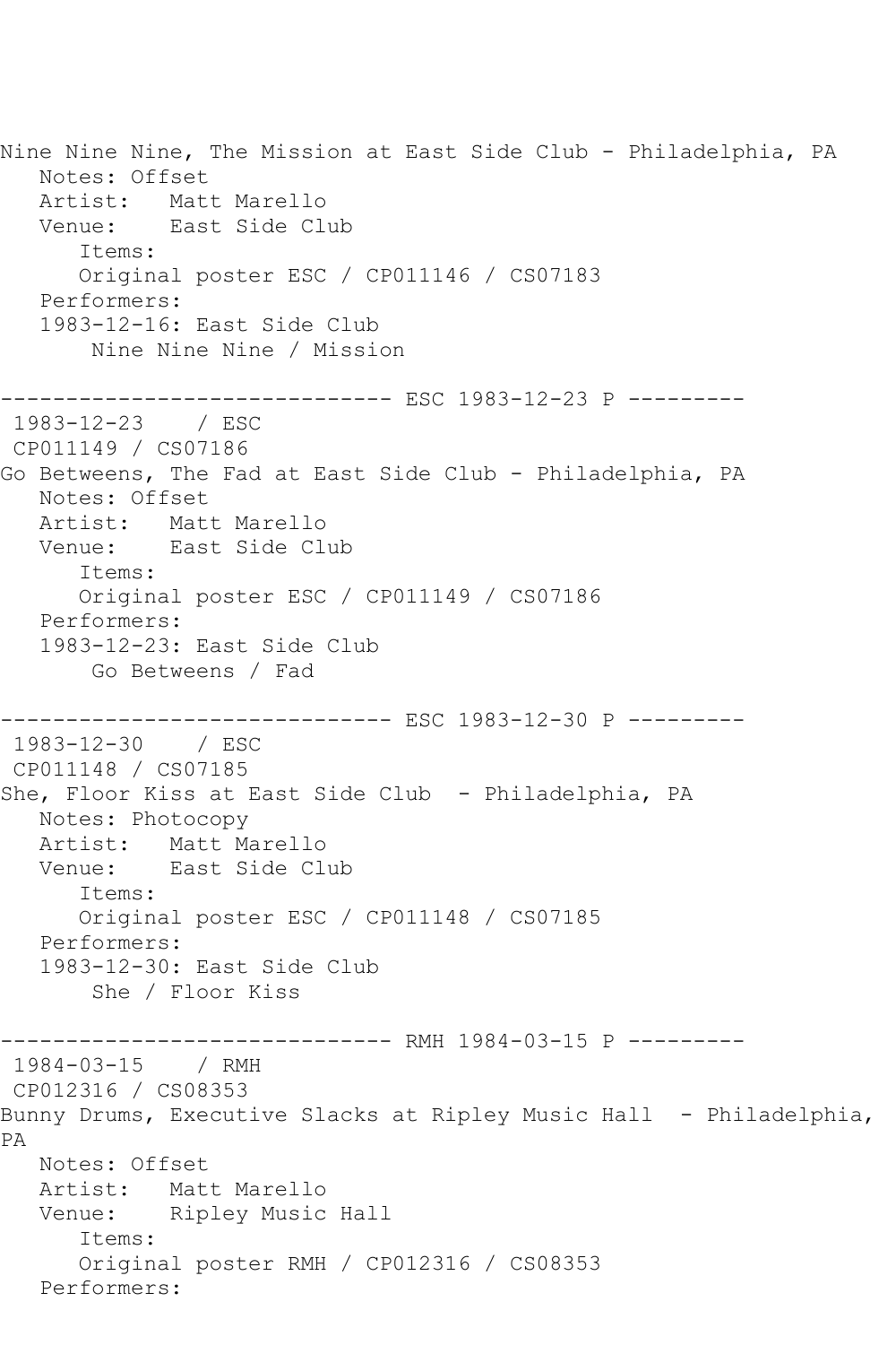Nine Nine Nine, The Mission at East Side Club - Philadelphia, PA
   Notes: Offset
   Artist:   Matt Marello
   Venue:    East Side Club
      Items:
      Original poster ESC / CP011146 / CS07183
   Performers:
   1983-12-16: East Side Club
       Nine Nine Nine / Mission

------------------------------ ESC 1983-12-23 P ---------
 1983-12-23    / ESC
 CP011149 / CS07186
Go Betweens, The Fad at East Side Club - Philadelphia, PA
   Notes: Offset
   Artist:   Matt Marello
   Venue:    East Side Club
      Items:
      Original poster ESC / CP011149 / CS07186
   Performers:
   1983-12-23: East Side Club
       Go Betweens / Fad

------------------------------ ESC 1983-12-30 P ---------
 1983-12-30    / ESC
 CP011148 / CS07185
She, Floor Kiss at East Side Club  - Philadelphia, PA
   Notes: Photocopy
   Artist:   Matt Marello
   Venue:    East Side Club
      Items:
      Original poster ESC / CP011148 / CS07185
   Performers:
   1983-12-30: East Side Club
       She / Floor Kiss

------------------------------ RMH 1984-03-15 P ---------
 1984-03-15    / RMH
 CP012316 / CS08353
Bunny Drums, Executive Slacks at Ripley Music Hall  - Philadelphia, PA
   Notes: Offset
   Artist:   Matt Marello
   Venue:    Ripley Music Hall
      Items:
      Original poster RMH / CP012316 / CS08353
   Performers: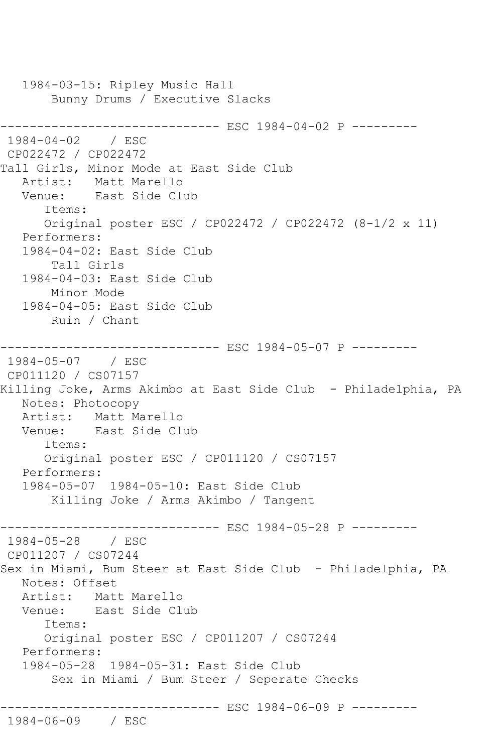```
   1984-03-15: Ripley Music Hall
       Bunny Drums / Executive Slacks

------------------------------ ESC 1984-04-02 P ---------
 1984-04-02    / ESC
 CP022472 / CP022472
Tall Girls, Minor Mode at East Side Club
   Artist:   Matt Marello
   Venue:    East Side Club
      Items:
      Original poster ESC / CP022472 / CP022472 (8-1/2 x 11)
   Performers:
   1984-04-02: East Side Club
       Tall Girls
   1984-04-03: East Side Club
       Minor Mode
   1984-04-05: East Side Club
       Ruin / Chant

------------------------------ ESC 1984-05-07 P ---------
 1984-05-07    / ESC
 CP011120 / CS07157
Killing Joke, Arms Akimbo at East Side Club  - Philadelphia, PA
   Notes: Photocopy
   Artist:   Matt Marello
   Venue:    East Side Club
      Items:
      Original poster ESC / CP011120 / CS07157
   Performers:
   1984-05-07  1984-05-10: East Side Club
       Killing Joke / Arms Akimbo / Tangent

------------------------------ ESC 1984-05-28 P ---------
 1984-05-28    / ESC
 CP011207 / CS07244
Sex in Miami, Bum Steer at East Side Club  - Philadelphia, PA
   Notes: Offset
   Artist:   Matt Marello
   Venue:    East Side Club
      Items:
      Original poster ESC / CP011207 / CS07244
   Performers:
   1984-05-28  1984-05-31: East Side Club
       Sex in Miami / Bum Steer / Seperate Checks

------------------------------ ESC 1984-06-09 P ---------
 1984-06-09    / ESC
```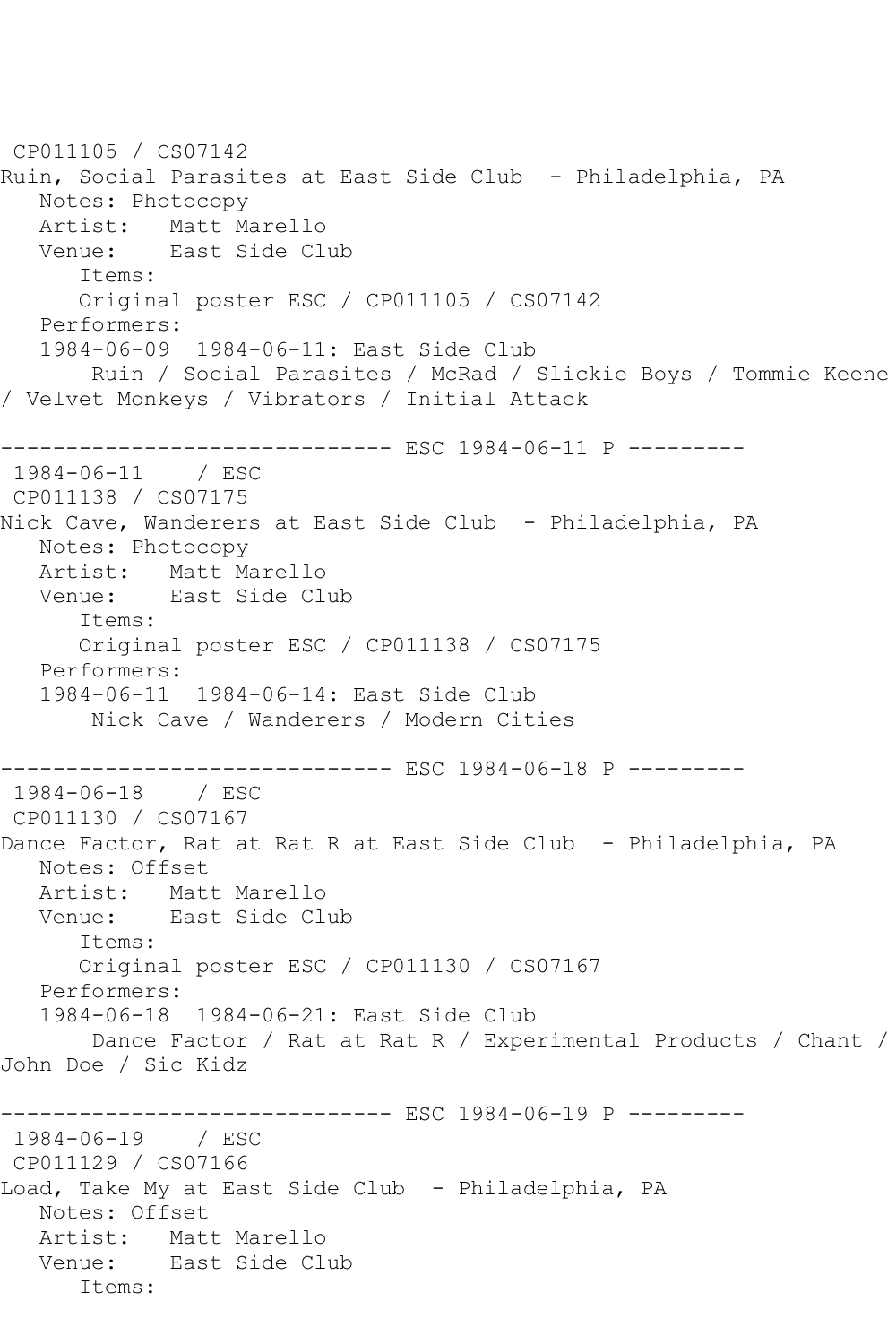CP011105 / CS07142
Ruin, Social Parasites at East Side Club - Philadelphia, PA
Notes: Photocopy
Artist: Matt Marello
Venue: East Side Club
Items:
Original poster ESC / CP011105 / CS07142
Performers:
1984-06-09 1984-06-11: East Side Club
Ruin / Social Parasites / McRad / Slickie Boys / Tommie Keene / Velvet Monkeys / Vibrators / Initial Attack

------------------------------ ESC 1984-06-11 P ---------
1984-06-11 / ESC
CP011138 / CS07175
Nick Cave, Wanderers at East Side Club - Philadelphia, PA
Notes: Photocopy
Artist: Matt Marello
Venue: East Side Club
Items:
Original poster ESC / CP011138 / CS07175
Performers:
1984-06-11 1984-06-14: East Side Club
Nick Cave / Wanderers / Modern Cities

------------------------------ ESC 1984-06-18 P ---------
1984-06-18 / ESC
CP011130 / CS07167
Dance Factor, Rat at Rat R at East Side Club - Philadelphia, PA
Notes: Offset
Artist: Matt Marello
Venue: East Side Club
Items:
Original poster ESC / CP011130 / CS07167
Performers:
1984-06-18 1984-06-21: East Side Club
Dance Factor / Rat at Rat R / Experimental Products / Chant / John Doe / Sic Kidz

------------------------------ ESC 1984-06-19 P ---------
1984-06-19 / ESC
CP011129 / CS07166
Load, Take My at East Side Club - Philadelphia, PA
Notes: Offset
Artist: Matt Marello
Venue: East Side Club
Items: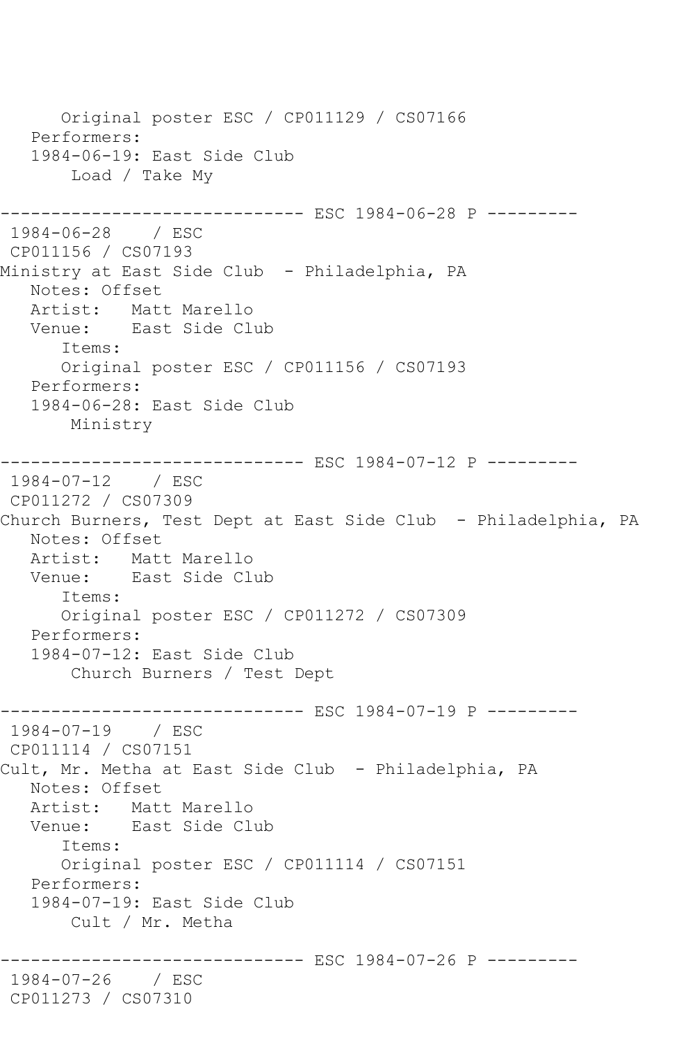```
      Original poster ESC / CP011129 / CS07166
   Performers:
   1984-06-19: East Side Club
       Load / Take My

------------------------------ ESC 1984-06-28 P ---------
 1984-06-28    / ESC
 CP011156 / CS07193
Ministry at East Side Club  - Philadelphia, PA
   Notes: Offset
   Artist:   Matt Marello
   Venue:    East Side Club
      Items:
      Original poster ESC / CP011156 / CS07193
   Performers:
   1984-06-28: East Side Club
       Ministry

------------------------------ ESC 1984-07-12 P ---------
 1984-07-12    / ESC
 CP011272 / CS07309
Church Burners, Test Dept at East Side Club  - Philadelphia, PA
   Notes: Offset
   Artist:   Matt Marello
   Venue:    East Side Club
      Items:
      Original poster ESC / CP011272 / CS07309
   Performers:
   1984-07-12: East Side Club
       Church Burners / Test Dept

------------------------------ ESC 1984-07-19 P ---------
 1984-07-19    / ESC
 CP011114 / CS07151
Cult, Mr. Metha at East Side Club  - Philadelphia, PA
   Notes: Offset
   Artist:   Matt Marello
   Venue:    East Side Club
      Items:
      Original poster ESC / CP011114 / CS07151
   Performers:
   1984-07-19: East Side Club
       Cult / Mr. Metha

------------------------------ ESC 1984-07-26 P ---------
 1984-07-26    / ESC
 CP011273 / CS07310
```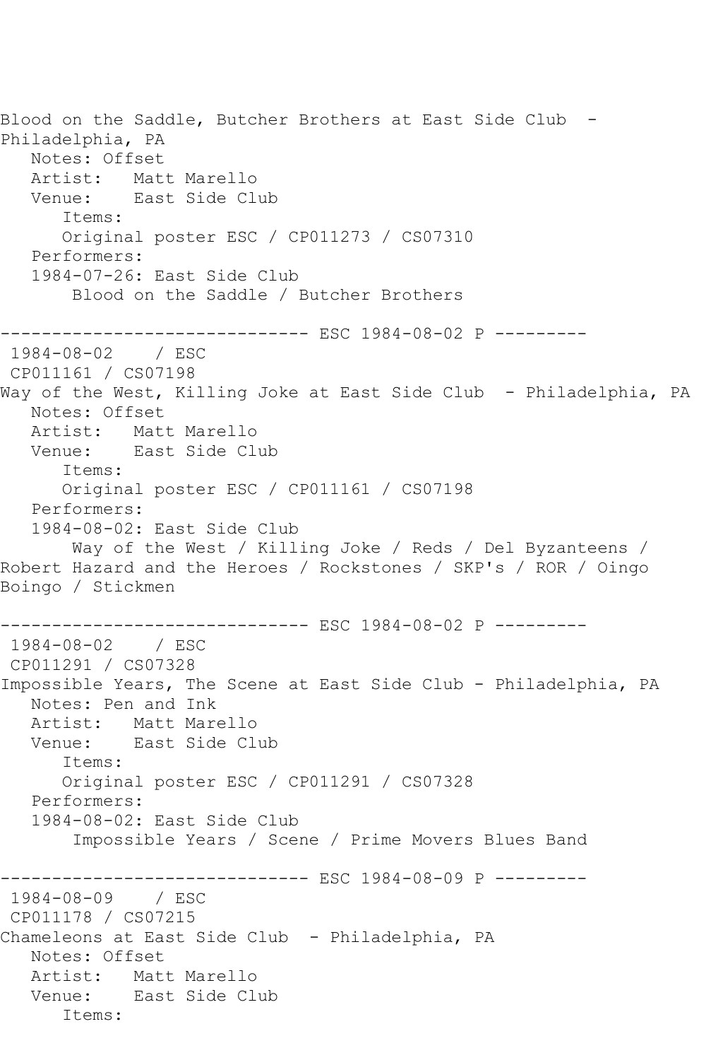Blood on the Saddle, Butcher Brothers at East Side Club - Philadelphia, PA
   Notes: Offset
   Artist: Matt Marello
   Venue: East Side Club
      Items:
      Original poster ESC / CP011273 / CS07310
   Performers:
   1984-07-26: East Side Club
       Blood on the Saddle / Butcher Brothers

------------------------------ ESC 1984-08-02 P ---------
 1984-08-02 / ESC
 CP011161 / CS07198
Way of the West, Killing Joke at East Side Club - Philadelphia, PA
   Notes: Offset
   Artist: Matt Marello
   Venue: East Side Club
      Items:
      Original poster ESC / CP011161 / CS07198
   Performers:
   1984-08-02: East Side Club
       Way of the West / Killing Joke / Reds / Del Byzanteens / Robert Hazard and the Heroes / Rockstones / SKP's / ROR / Oingo Boingo / Stickmen

------------------------------ ESC 1984-08-02 P ---------
 1984-08-02 / ESC
 CP011291 / CS07328
Impossible Years, The Scene at East Side Club - Philadelphia, PA
   Notes: Pen and Ink
   Artist: Matt Marello
   Venue: East Side Club
      Items:
      Original poster ESC / CP011291 / CS07328
   Performers:
   1984-08-02: East Side Club
       Impossible Years / Scene / Prime Movers Blues Band

------------------------------ ESC 1984-08-09 P ---------
 1984-08-09 / ESC
 CP011178 / CS07215
Chameleons at East Side Club - Philadelphia, PA
   Notes: Offset
   Artist: Matt Marello
   Venue: East Side Club
      Items: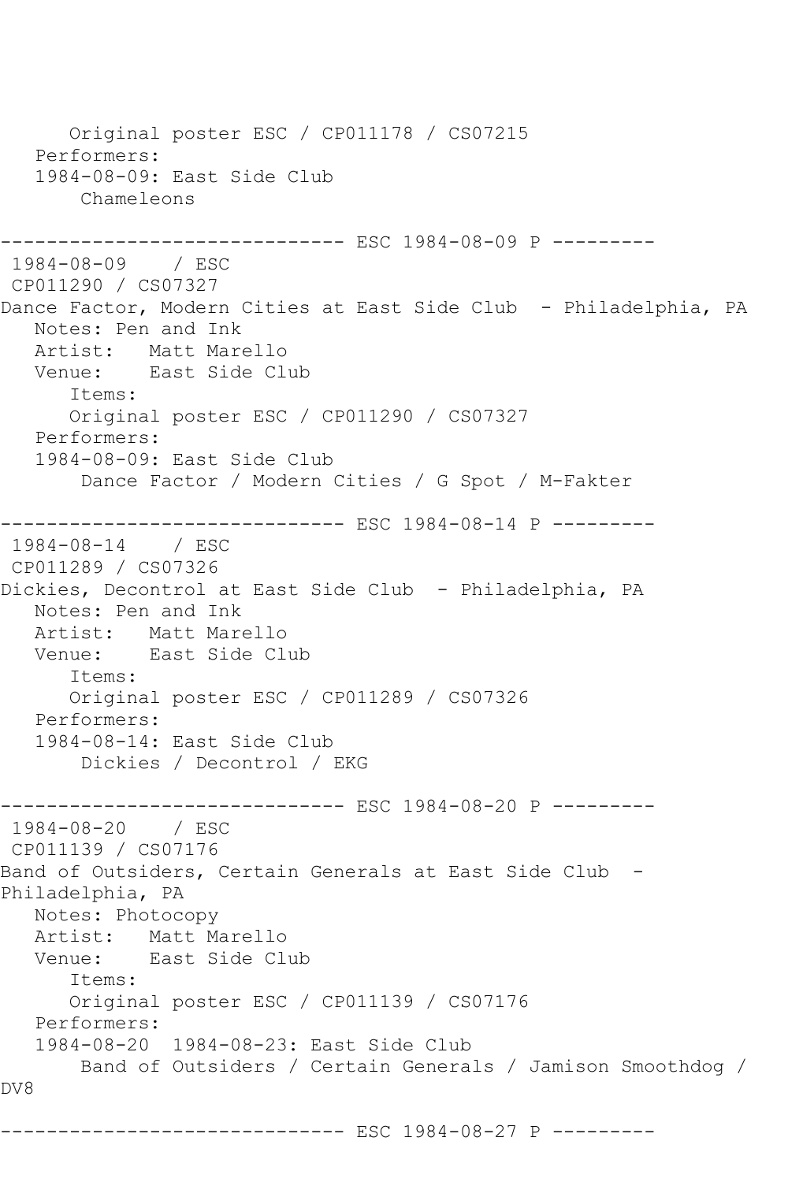Original poster ESC / CP011178 / CS07215
Performers:
1984-08-09: East Side Club
Chameleons

------------------------------ ESC 1984-08-09 P ---------
1984-08-09 / ESC
CP011290 / CS07327
Dance Factor, Modern Cities at East Side Club - Philadelphia, PA
Notes: Pen and Ink
Artist: Matt Marello
Venue: East Side Club
Items:
Original poster ESC / CP011290 / CS07327
Performers:
1984-08-09: East Side Club
Dance Factor / Modern Cities / G Spot / M-Fakter

------------------------------ ESC 1984-08-14 P ---------
1984-08-14 / ESC
CP011289 / CS07326
Dickies, Decontrol at East Side Club - Philadelphia, PA
Notes: Pen and Ink
Artist: Matt Marello
Venue: East Side Club
Items:
Original poster ESC / CP011289 / CS07326
Performers:
1984-08-14: East Side Club
Dickies / Decontrol / EKG

------------------------------ ESC 1984-08-20 P ---------
1984-08-20 / ESC
CP011139 / CS07176
Band of Outsiders, Certain Generals at East Side Club - Philadelphia, PA
Notes: Photocopy
Artist: Matt Marello
Venue: East Side Club
Items:
Original poster ESC / CP011139 / CS07176
Performers:
1984-08-20 1984-08-23: East Side Club
Band of Outsiders / Certain Generals / Jamison Smoothdog / DV8

------------------------------ ESC 1984-08-27 P ---------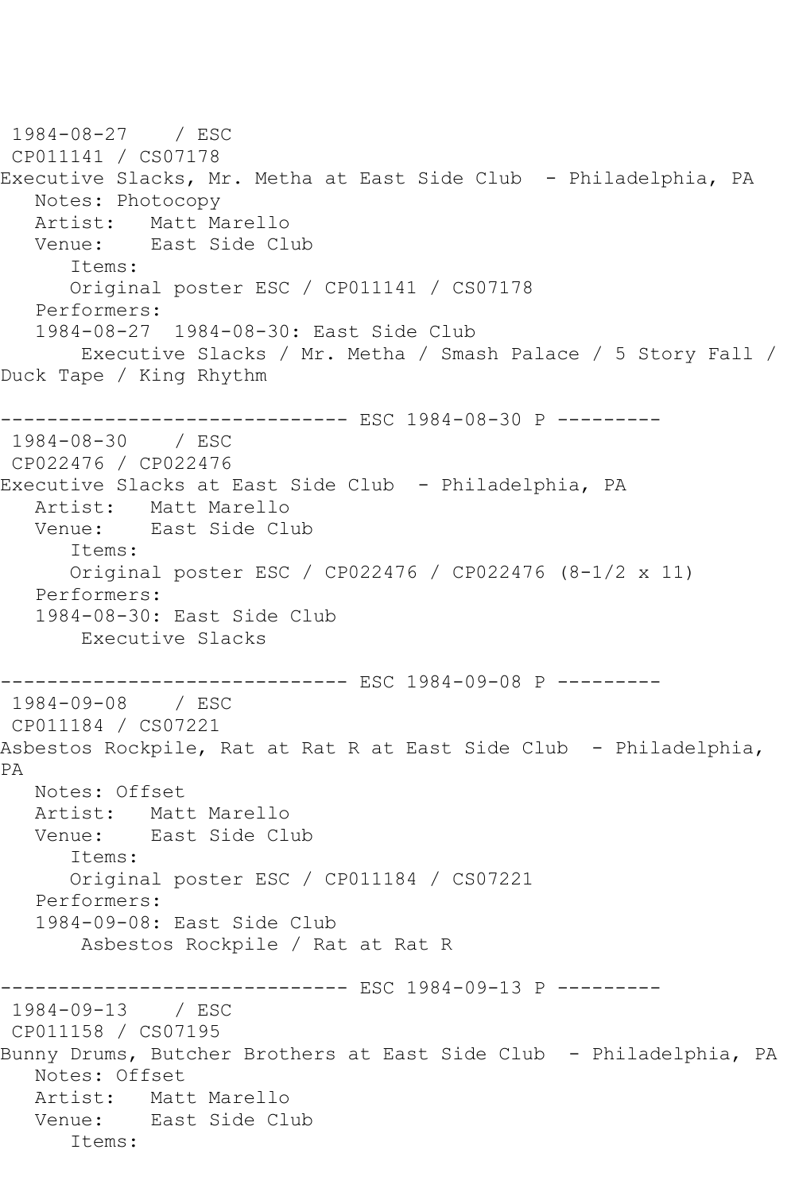1984-08-27 / ESC
CP011141 / CS07178
Executive Slacks, Mr. Metha at East Side Club - Philadelphia, PA
Notes: Photocopy
Artist: Matt Marello
Venue: East Side Club
Items:
Original poster ESC / CP011141 / CS07178
Performers:
1984-08-27 1984-08-30: East Side Club
Executive Slacks / Mr. Metha / Smash Palace / 5 Story Fall / Duck Tape / King Rhythm

------------------------------ ESC 1984-08-30 P ---------
1984-08-30 / ESC
CP022476 / CP022476
Executive Slacks at East Side Club - Philadelphia, PA
Artist: Matt Marello
Venue: East Side Club
Items:
Original poster ESC / CP022476 / CP022476 (8-1/2 x 11)
Performers:
1984-08-30: East Side Club
Executive Slacks

------------------------------ ESC 1984-09-08 P ---------
1984-09-08 / ESC
CP011184 / CS07221
Asbestos Rockpile, Rat at Rat R at East Side Club - Philadelphia, PA
Notes: Offset
Artist: Matt Marello
Venue: East Side Club
Items:
Original poster ESC / CP011184 / CS07221
Performers:
1984-09-08: East Side Club
Asbestos Rockpile / Rat at Rat R

------------------------------ ESC 1984-09-13 P ---------
1984-09-13 / ESC
CP011158 / CS07195
Bunny Drums, Butcher Brothers at East Side Club - Philadelphia, PA
Notes: Offset
Artist: Matt Marello
Venue: East Side Club
Items: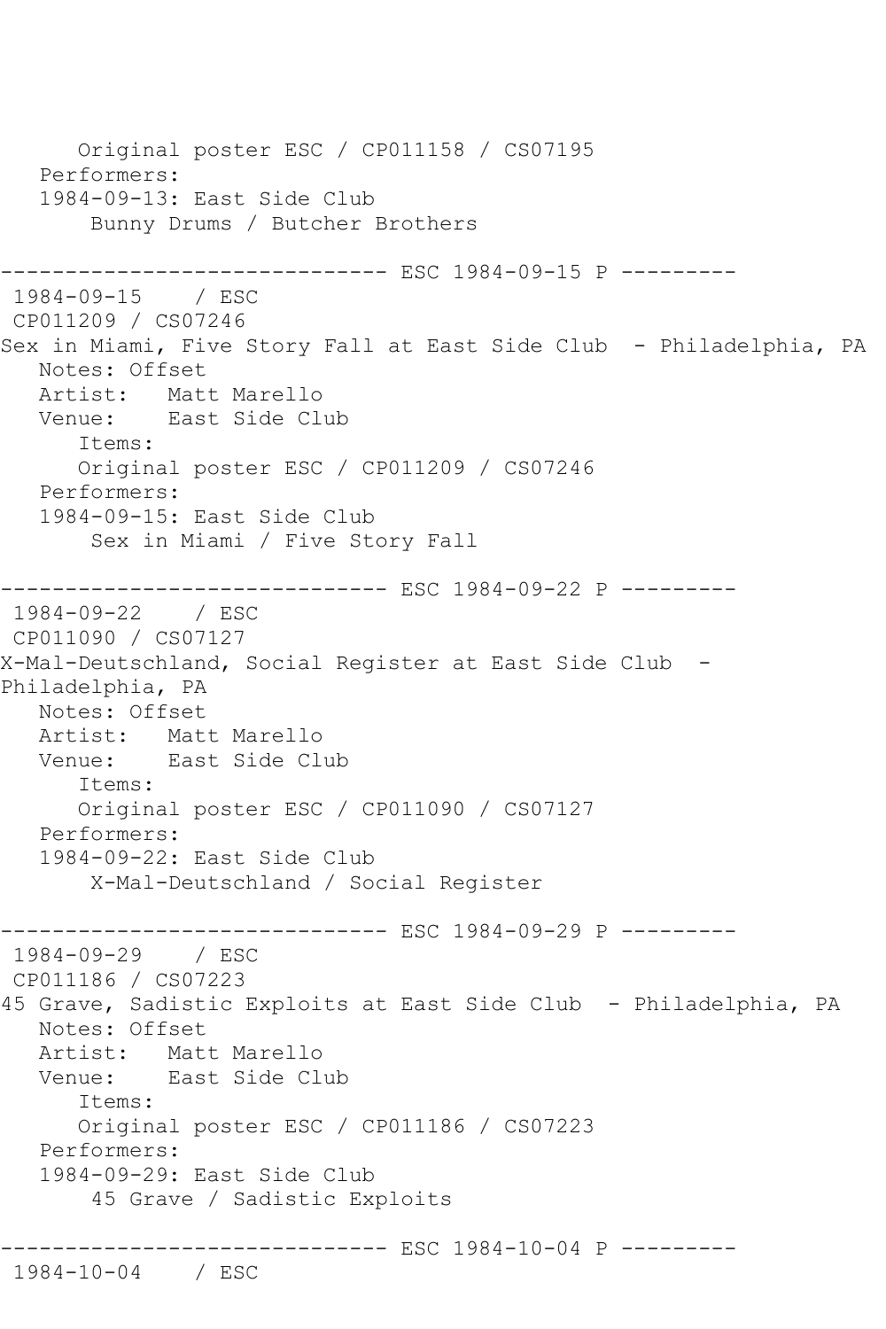```
      Original poster ESC / CP011158 / CS07195
   Performers:
   1984-09-13: East Side Club
       Bunny Drums / Butcher Brothers

------------------------------ ESC 1984-09-15 P ---------
 1984-09-15    / ESC
 CP011209 / CS07246
Sex in Miami, Five Story Fall at East Side Club  - Philadelphia, PA
   Notes: Offset
   Artist:   Matt Marello
   Venue:    East Side Club
      Items:
      Original poster ESC / CP011209 / CS07246
   Performers:
   1984-09-15: East Side Club
       Sex in Miami / Five Story Fall

------------------------------ ESC 1984-09-22 P ---------
 1984-09-22    / ESC
 CP011090 / CS07127
X-Mal-Deutschland, Social Register at East Side Club  -
Philadelphia, PA
   Notes: Offset
   Artist:   Matt Marello
   Venue:    East Side Club
      Items:
      Original poster ESC / CP011090 / CS07127
   Performers:
   1984-09-22: East Side Club
       X-Mal-Deutschland / Social Register

------------------------------ ESC 1984-09-29 P ---------
 1984-09-29    / ESC
 CP011186 / CS07223
45 Grave, Sadistic Exploits at East Side Club  - Philadelphia, PA
   Notes: Offset
   Artist:   Matt Marello
   Venue:    East Side Club
      Items:
      Original poster ESC / CP011186 / CS07223
   Performers:
   1984-09-29: East Side Club
       45 Grave / Sadistic Exploits

------------------------------ ESC 1984-10-04 P ---------
 1984-10-04    / ESC
```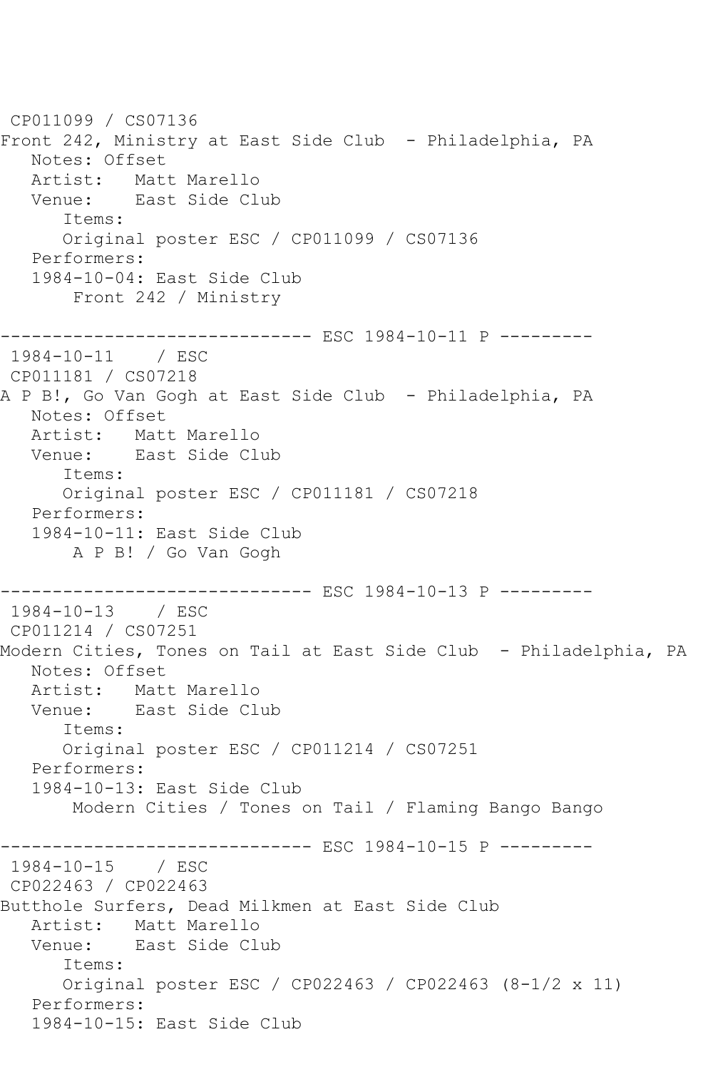CP011099 / CS07136
Front 242, Ministry at East Side Club - Philadelphia, PA
   Notes: Offset
   Artist: Matt Marello
   Venue: East Side Club
      Items:
      Original poster ESC / CP011099 / CS07136
   Performers:
   1984-10-04: East Side Club
       Front 242 / Ministry

------------------------------ ESC 1984-10-11 P ---------
1984-10-11 / ESC
CP011181 / CS07218
A P B!, Go Van Gogh at East Side Club - Philadelphia, PA
   Notes: Offset
   Artist: Matt Marello
   Venue: East Side Club
      Items:
      Original poster ESC / CP011181 / CS07218
   Performers:
   1984-10-11: East Side Club
       A P B! / Go Van Gogh

------------------------------ ESC 1984-10-13 P ---------
1984-10-13 / ESC
CP011214 / CS07251
Modern Cities, Tones on Tail at East Side Club - Philadelphia, PA
   Notes: Offset
   Artist: Matt Marello
   Venue: East Side Club
      Items:
      Original poster ESC / CP011214 / CS07251
   Performers:
   1984-10-13: East Side Club
       Modern Cities / Tones on Tail / Flaming Bango Bango

------------------------------ ESC 1984-10-15 P ---------
1984-10-15 / ESC
CP022463 / CP022463
Butthole Surfers, Dead Milkmen at East Side Club
   Artist: Matt Marello
   Venue: East Side Club
      Items:
      Original poster ESC / CP022463 / CP022463 (8-1/2 x 11)
   Performers:
   1984-10-15: East Side Club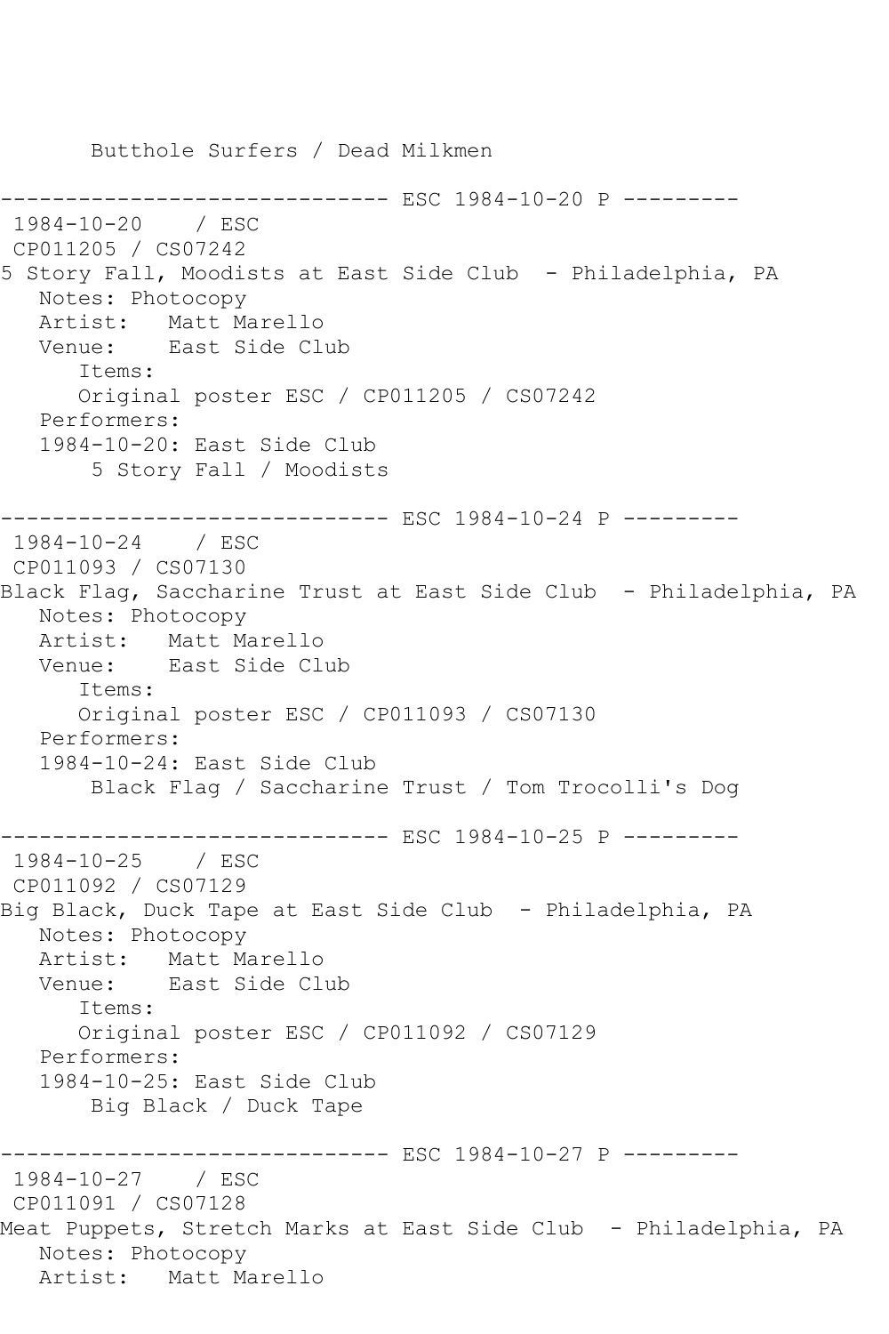Butthole Surfers / Dead Milkmen

------------------------------- ESC 1984-10-20 P ---------
1984-10-20 / ESC
CP011205 / CS07242
5 Story Fall, Moodists at East Side Club - Philadelphia, PA
Notes: Photocopy
Artist: Matt Marello
Venue: East Side Club
Items:
Original poster ESC / CP011205 / CS07242
Performers:
1984-10-20: East Side Club
5 Story Fall / Moodists

------------------------------- ESC 1984-10-24 P ---------
1984-10-24 / ESC
CP011093 / CS07130
Black Flag, Saccharine Trust at East Side Club - Philadelphia, PA
Notes: Photocopy
Artist: Matt Marello
Venue: East Side Club
Items:
Original poster ESC / CP011093 / CS07130
Performers:
1984-10-24: East Side Club
Black Flag / Saccharine Trust / Tom Trocolli's Dog

------------------------------- ESC 1984-10-25 P ---------
1984-10-25 / ESC
CP011092 / CS07129
Big Black, Duck Tape at East Side Club - Philadelphia, PA
Notes: Photocopy
Artist: Matt Marello
Venue: East Side Club
Items:
Original poster ESC / CP011092 / CS07129
Performers:
1984-10-25: East Side Club
Big Black / Duck Tape

------------------------------- ESC 1984-10-27 P ---------
1984-10-27 / ESC
CP011091 / CS07128
Meat Puppets, Stretch Marks at East Side Club - Philadelphia, PA
Notes: Photocopy
Artist: Matt Marello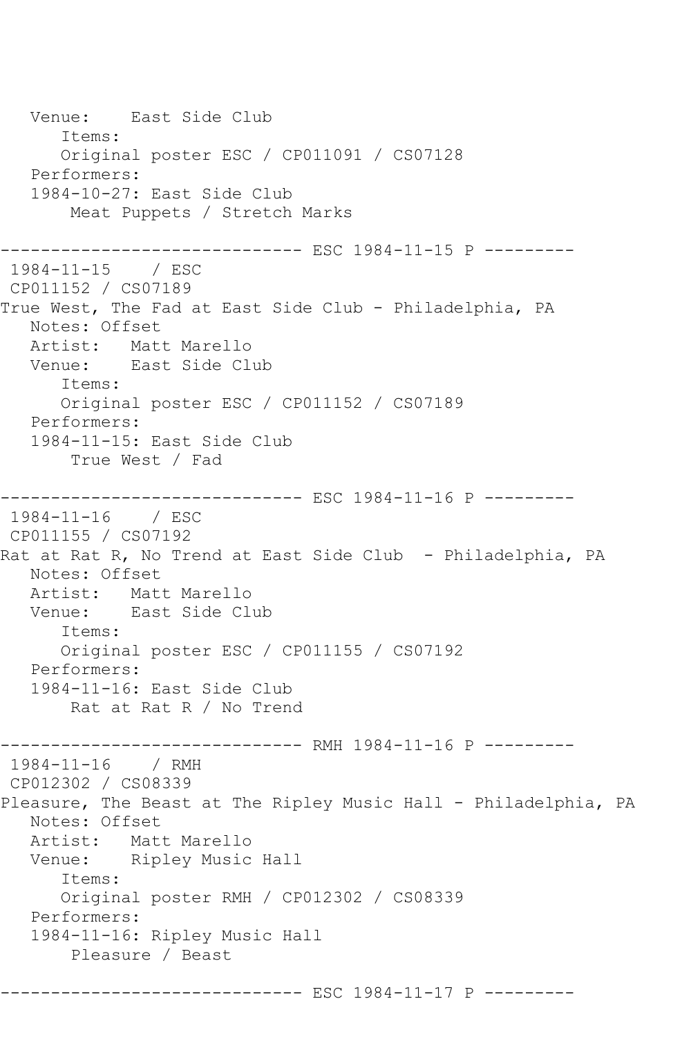```
   Venue:    East Side Club
      Items:
      Original poster ESC / CP011091 / CS07128
   Performers:
   1984-10-27: East Side Club
       Meat Puppets / Stretch Marks

------------------------------ ESC 1984-11-15 P ---------
 1984-11-15    / ESC
 CP011152 / CS07189
True West, The Fad at East Side Club - Philadelphia, PA
   Notes: Offset
   Artist:   Matt Marello
   Venue:    East Side Club
      Items:
      Original poster ESC / CP011152 / CS07189
   Performers:
   1984-11-15: East Side Club
       True West / Fad

------------------------------ ESC 1984-11-16 P ---------
 1984-11-16    / ESC
 CP011155 / CS07192
Rat at Rat R, No Trend at East Side Club  - Philadelphia, PA
   Notes: Offset
   Artist:   Matt Marello
   Venue:    East Side Club
      Items:
      Original poster ESC / CP011155 / CS07192
   Performers:
   1984-11-16: East Side Club
       Rat at Rat R / No Trend

------------------------------ RMH 1984-11-16 P ---------
 1984-11-16    / RMH
 CP012302 / CS08339
Pleasure, The Beast at The Ripley Music Hall - Philadelphia, PA
   Notes: Offset
   Artist:   Matt Marello
   Venue:    Ripley Music Hall
      Items:
      Original poster RMH / CP012302 / CS08339
   Performers:
   1984-11-16: Ripley Music Hall
       Pleasure / Beast

------------------------------ ESC 1984-11-17 P ---------
```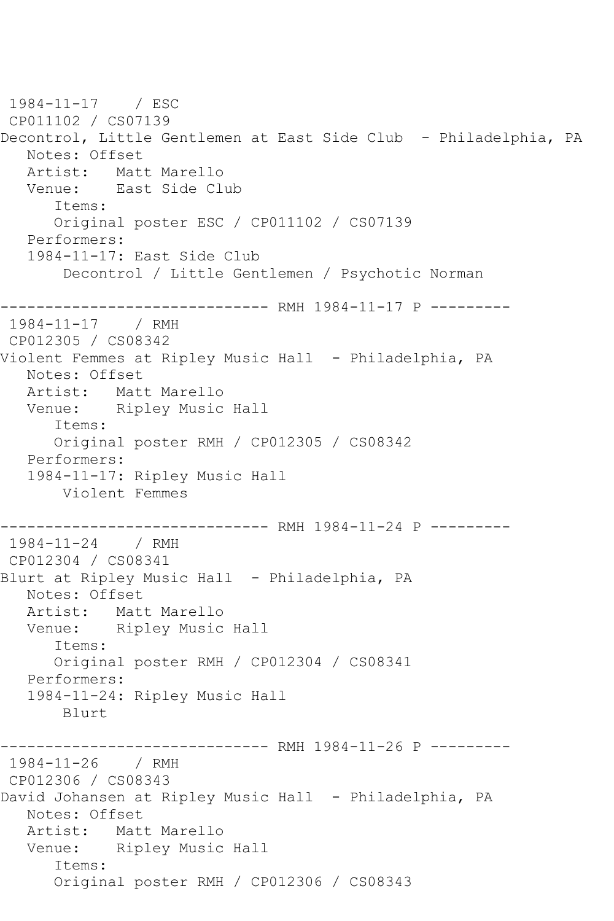1984-11-17 / ESC
CP011102 / CS07139
Decontrol, Little Gentlemen at East Side Club - Philadelphia, PA
   Notes: Offset
   Artist: Matt Marello
   Venue: East Side Club
      Items:
      Original poster ESC / CP011102 / CS07139
   Performers:
   1984-11-17: East Side Club
      Decontrol / Little Gentlemen / Psychotic Norman

------------------------------ RMH 1984-11-17 P ---------

1984-11-17 / RMH
CP012305 / CS08342
Violent Femmes at Ripley Music Hall - Philadelphia, PA
   Notes: Offset
   Artist: Matt Marello
   Venue: Ripley Music Hall
      Items:
      Original poster RMH / CP012305 / CS08342
   Performers:
   1984-11-17: Ripley Music Hall
      Violent Femmes

------------------------------ RMH 1984-11-24 P ---------

1984-11-24 / RMH
CP012304 / CS08341
Blurt at Ripley Music Hall - Philadelphia, PA
   Notes: Offset
   Artist: Matt Marello
   Venue: Ripley Music Hall
      Items:
      Original poster RMH / CP012304 / CS08341
   Performers:
   1984-11-24: Ripley Music Hall
      Blurt

------------------------------ RMH 1984-11-26 P ---------

1984-11-26 / RMH
CP012306 / CS08343
David Johansen at Ripley Music Hall - Philadelphia, PA
   Notes: Offset
   Artist: Matt Marello
   Venue: Ripley Music Hall
      Items:
      Original poster RMH / CP012306 / CS08343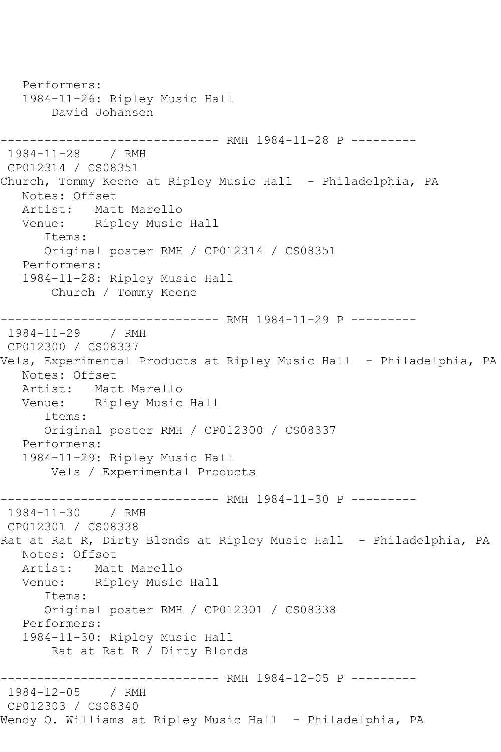Performers:
1984-11-26: Ripley Music Hall
David Johansen

------------------------------ RMH 1984-11-28 P ---------

1984-11-28 / RMH
CP012314 / CS08351
Church, Tommy Keene at Ripley Music Hall - Philadelphia, PA
Notes: Offset
Artist: Matt Marello
Venue: Ripley Music Hall
Items:
Original poster RMH / CP012314 / CS08351
Performers:
1984-11-28: Ripley Music Hall
Church / Tommy Keene

------------------------------ RMH 1984-11-29 P ---------

1984-11-29 / RMH
CP012300 / CS08337
Vels, Experimental Products at Ripley Music Hall - Philadelphia, PA
Notes: Offset
Artist: Matt Marello
Venue: Ripley Music Hall
Items:
Original poster RMH / CP012300 / CS08337
Performers:
1984-11-29: Ripley Music Hall
Vels / Experimental Products

------------------------------ RMH 1984-11-30 P ---------

1984-11-30 / RMH
CP012301 / CS08338
Rat at Rat R, Dirty Blonds at Ripley Music Hall - Philadelphia, PA
Notes: Offset
Artist: Matt Marello
Venue: Ripley Music Hall
Items:
Original poster RMH / CP012301 / CS08338
Performers:
1984-11-30: Ripley Music Hall
Rat at Rat R / Dirty Blonds

------------------------------ RMH 1984-12-05 P ---------

1984-12-05 / RMH
CP012303 / CS08340
Wendy O. Williams at Ripley Music Hall - Philadelphia, PA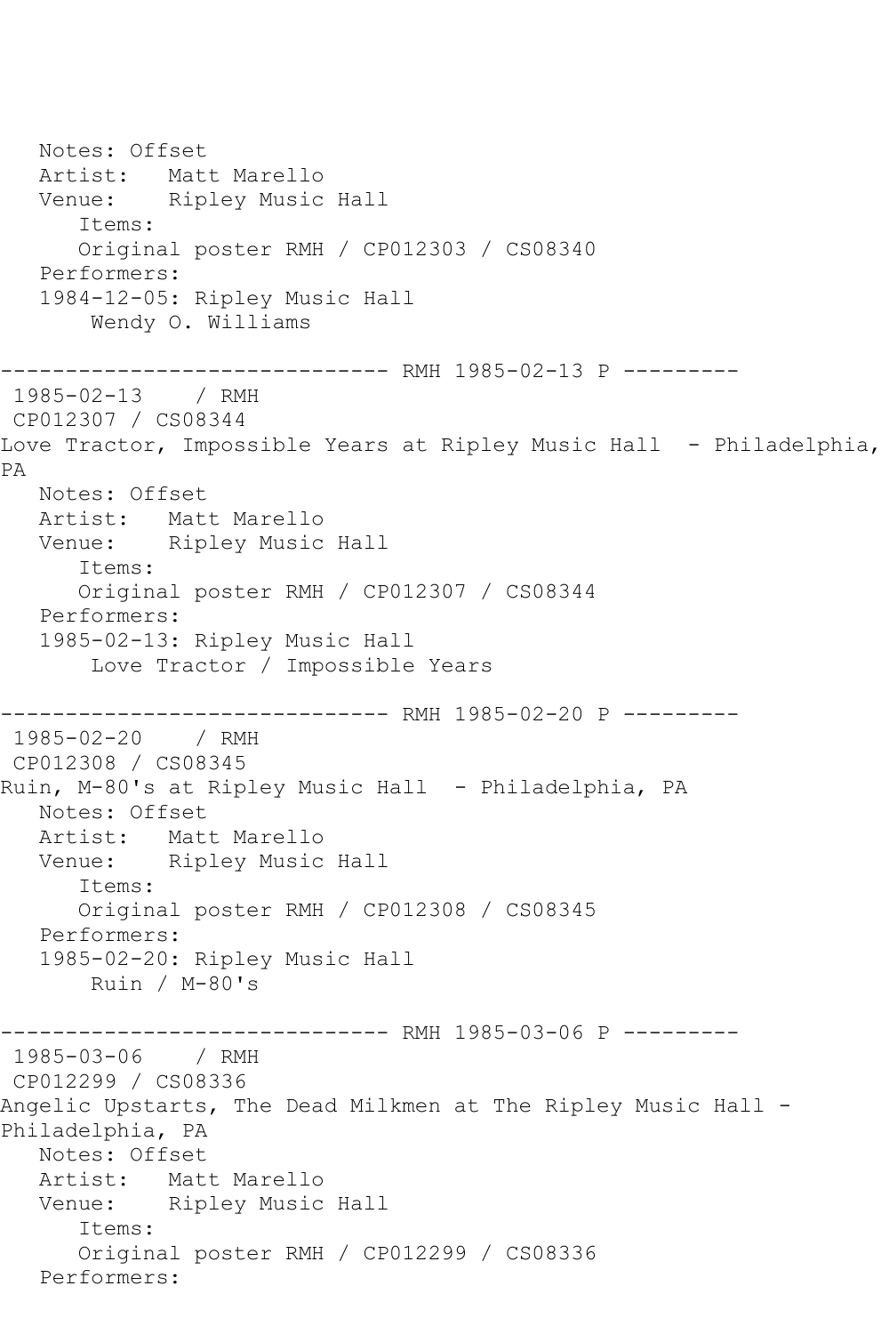```
   Notes: Offset
   Artist:   Matt Marello
   Venue:    Ripley Music Hall
      Items:
      Original poster RMH / CP012303 / CS08340
   Performers:
   1984-12-05: Ripley Music Hall
       Wendy O. Williams

------------------------------ RMH 1985-02-13 P ---------
 1985-02-13    / RMH
 CP012307 / CS08344
Love Tractor, Impossible Years at Ripley Music Hall  - Philadelphia,
PA
   Notes: Offset
   Artist:   Matt Marello
   Venue:    Ripley Music Hall
      Items:
      Original poster RMH / CP012307 / CS08344
   Performers:
   1985-02-13: Ripley Music Hall
       Love Tractor / Impossible Years

------------------------------ RMH 1985-02-20 P ---------
 1985-02-20    / RMH
 CP012308 / CS08345
Ruin, M-80's at Ripley Music Hall  - Philadelphia, PA
   Notes: Offset
   Artist:   Matt Marello
   Venue:    Ripley Music Hall
      Items:
      Original poster RMH / CP012308 / CS08345
   Performers:
   1985-02-20: Ripley Music Hall
       Ruin / M-80's

------------------------------ RMH 1985-03-06 P ---------
 1985-03-06    / RMH
 CP012299 / CS08336
Angelic Upstarts, The Dead Milkmen at The Ripley Music Hall -
Philadelphia, PA
   Notes: Offset
   Artist:   Matt Marello
   Venue:    Ripley Music Hall
      Items:
      Original poster RMH / CP012299 / CS08336
   Performers:
```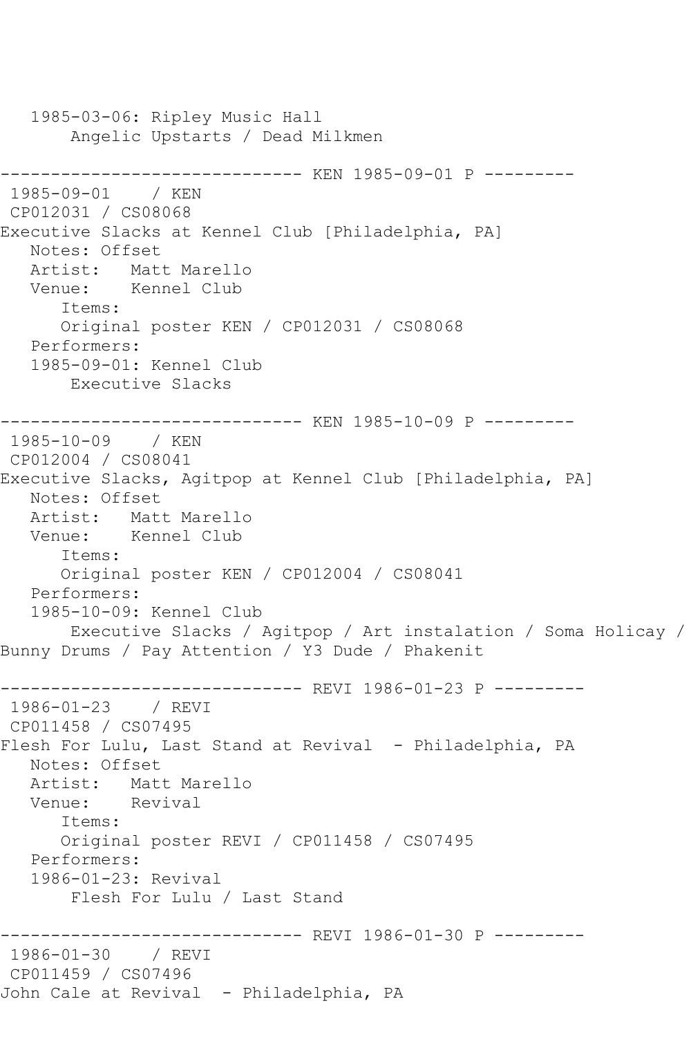1985-03-06: Ripley Music Hall
   Angelic Upstarts / Dead Milkmen

------------------------------ KEN 1985-09-01 P ---------

1985-09-01 / KEN
CP012031 / CS08068
Executive Slacks at Kennel Club [Philadelphia, PA]
Notes: Offset
Artist: Matt Marello
Venue: Kennel Club
Items:
Original poster KEN / CP012031 / CS08068
Performers:
1985-09-01: Kennel Club
   Executive Slacks

------------------------------ KEN 1985-10-09 P ---------

1985-10-09 / KEN
CP012004 / CS08041
Executive Slacks, Agitpop at Kennel Club [Philadelphia, PA]
Notes: Offset
Artist: Matt Marello
Venue: Kennel Club
Items:
Original poster KEN / CP012004 / CS08041
Performers:
1985-10-09: Kennel Club
   Executive Slacks / Agitpop / Art instalation / Soma Holicay / Bunny Drums / Pay Attention / Y3 Dude / Phakenit

------------------------------ REVI 1986-01-23 P ---------

1986-01-23 / REVI
CP011458 / CS07495
Flesh For Lulu, Last Stand at Revival - Philadelphia, PA
Notes: Offset
Artist: Matt Marello
Venue: Revival
Items:
Original poster REVI / CP011458 / CS07495
Performers:
1986-01-23: Revival
   Flesh For Lulu / Last Stand

------------------------------ REVI 1986-01-30 P ---------

1986-01-30 / REVI
CP011459 / CS07496
John Cale at Revival - Philadelphia, PA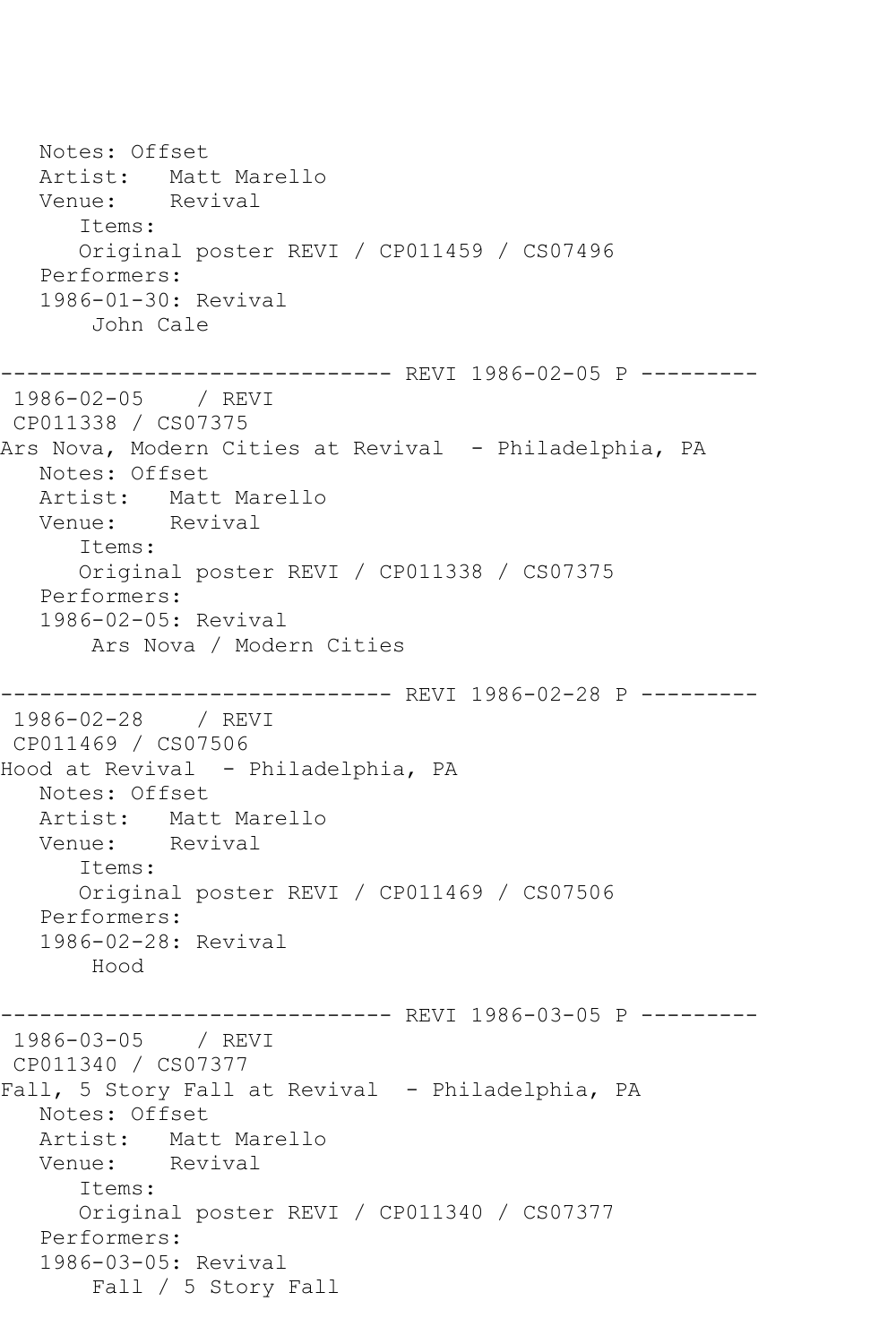```
   Notes: Offset
   Artist:   Matt Marello
   Venue:    Revival
      Items:
      Original poster REVI / CP011459 / CS07496
   Performers:
   1986-01-30: Revival
       John Cale

------------------------------ REVI 1986-02-05 P ---------
 1986-02-05    / REVI
 CP011338 / CS07375
Ars Nova, Modern Cities at Revival  - Philadelphia, PA
   Notes: Offset
   Artist:   Matt Marello
   Venue:    Revival
      Items:
      Original poster REVI / CP011338 / CS07375
   Performers:
   1986-02-05: Revival
       Ars Nova / Modern Cities

------------------------------ REVI 1986-02-28 P ---------
 1986-02-28    / REVI
 CP011469 / CS07506
Hood at Revival  - Philadelphia, PA
   Notes: Offset
   Artist:   Matt Marello
   Venue:    Revival
      Items:
      Original poster REVI / CP011469 / CS07506
   Performers:
   1986-02-28: Revival
       Hood

------------------------------ REVI 1986-03-05 P ---------
 1986-03-05    / REVI
 CP011340 / CS07377
Fall, 5 Story Fall at Revival  - Philadelphia, PA
   Notes: Offset
   Artist:   Matt Marello
   Venue:    Revival
      Items:
      Original poster REVI / CP011340 / CS07377
   Performers:
   1986-03-05: Revival
       Fall / 5 Story Fall
```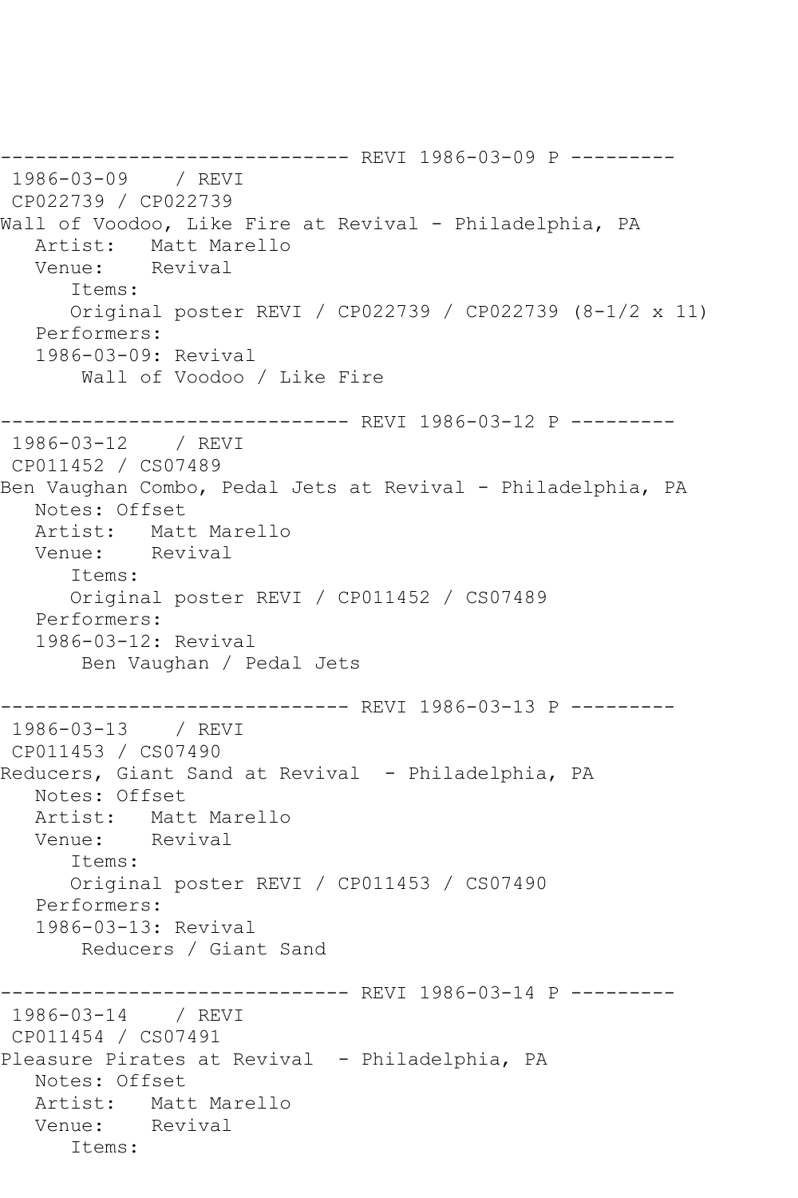------------------------------ REVI 1986-03-09 P ---------
 1986-03-09    / REVI
 CP022739 / CP022739
Wall of Voodoo, Like Fire at Revival - Philadelphia, PA
   Artist:   Matt Marello
   Venue:    Revival
      Items:
      Original poster REVI / CP022739 / CP022739 (8-1/2 x 11)
   Performers:
   1986-03-09: Revival
       Wall of Voodoo / Like Fire

------------------------------ REVI 1986-03-12 P ---------
 1986-03-12    / REVI
 CP011452 / CS07489
Ben Vaughan Combo, Pedal Jets at Revival - Philadelphia, PA
   Notes: Offset
   Artist:   Matt Marello
   Venue:    Revival
      Items:
      Original poster REVI / CP011452 / CS07489
   Performers:
   1986-03-12: Revival
       Ben Vaughan / Pedal Jets

------------------------------ REVI 1986-03-13 P ---------
 1986-03-13    / REVI
 CP011453 / CS07490
Reducers, Giant Sand at Revival  - Philadelphia, PA
   Notes: Offset
   Artist:   Matt Marello
   Venue:    Revival
      Items:
      Original poster REVI / CP011453 / CS07490
   Performers:
   1986-03-13: Revival
       Reducers / Giant Sand

------------------------------ REVI 1986-03-14 P ---------
 1986-03-14    / REVI
 CP011454 / CS07491
Pleasure Pirates at Revival  - Philadelphia, PA
   Notes: Offset
   Artist:   Matt Marello
   Venue:    Revival
      Items: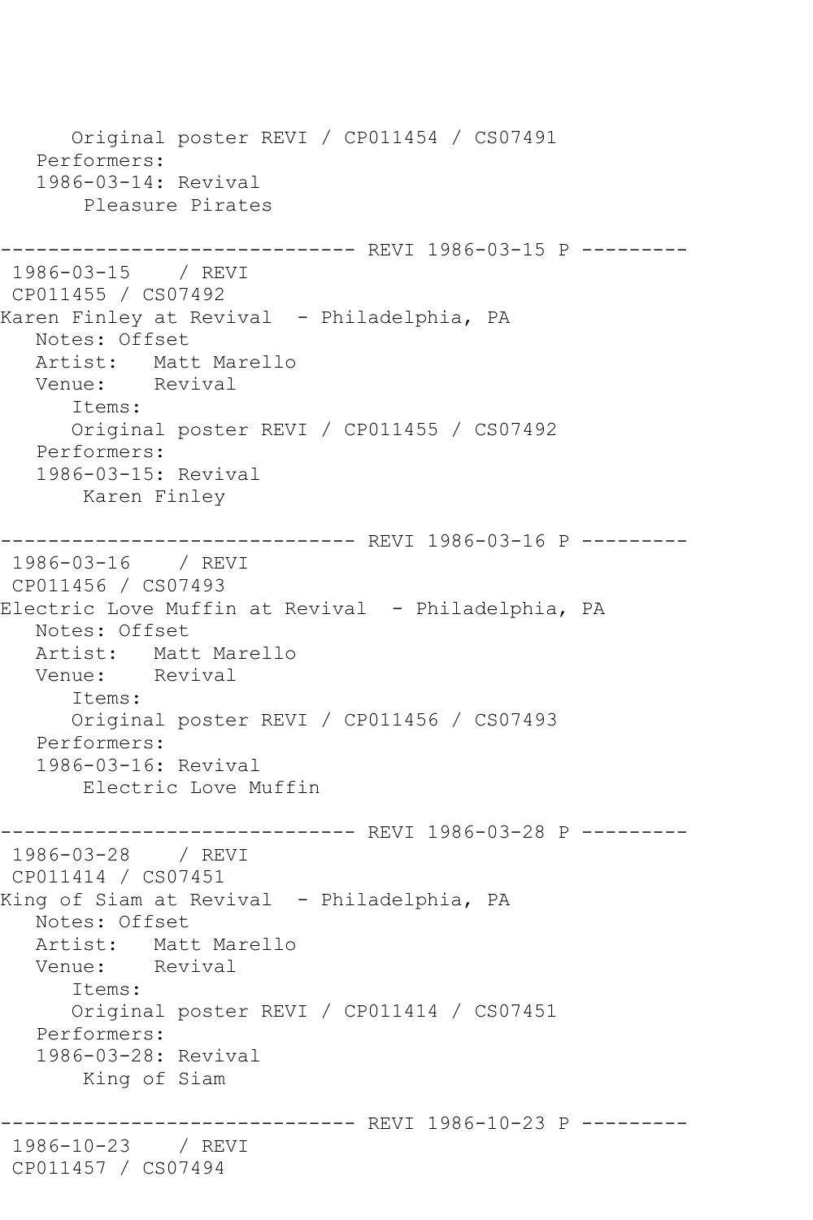```
      Original poster REVI / CP011454 / CS07491
   Performers:
   1986-03-14: Revival
       Pleasure Pirates

------------------------------ REVI 1986-03-15 P ---------
 1986-03-15    / REVI
 CP011455 / CS07492
Karen Finley at Revival  - Philadelphia, PA
   Notes: Offset
   Artist:   Matt Marello
   Venue:    Revival
      Items:
      Original poster REVI / CP011455 / CS07492
   Performers:
   1986-03-15: Revival
       Karen Finley

------------------------------ REVI 1986-03-16 P ---------
 1986-03-16    / REVI
 CP011456 / CS07493
Electric Love Muffin at Revival  - Philadelphia, PA
   Notes: Offset
   Artist:   Matt Marello
   Venue:    Revival
      Items:
      Original poster REVI / CP011456 / CS07493
   Performers:
   1986-03-16: Revival
       Electric Love Muffin

------------------------------ REVI 1986-03-28 P ---------
 1986-03-28    / REVI
 CP011414 / CS07451
King of Siam at Revival  - Philadelphia, PA
   Notes: Offset
   Artist:   Matt Marello
   Venue:    Revival
      Items:
      Original poster REVI / CP011414 / CS07451
   Performers:
   1986-03-28: Revival
       King of Siam

------------------------------ REVI 1986-10-23 P ---------
 1986-10-23    / REVI
 CP011457 / CS07494
```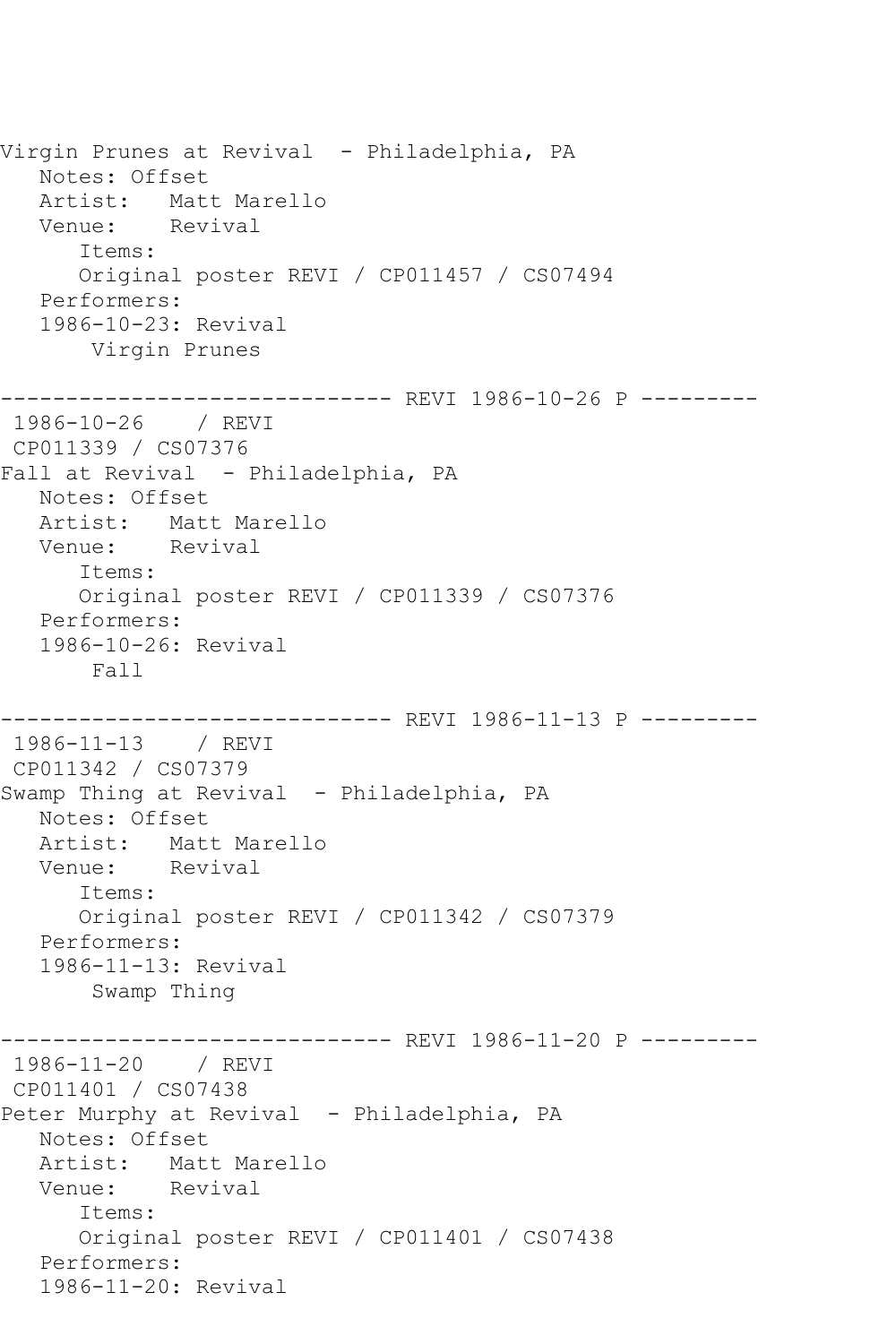```
Virgin Prunes at Revival  - Philadelphia, PA
   Notes: Offset
   Artist:   Matt Marello
   Venue:    Revival
      Items:
      Original poster REVI / CP011457 / CS07494
   Performers:
   1986-10-23: Revival
       Virgin Prunes

------------------------------ REVI 1986-10-26 P ---------
 1986-10-26    / REVI
 CP011339 / CS07376
Fall at Revival  - Philadelphia, PA
   Notes: Offset
   Artist:   Matt Marello
   Venue:    Revival
      Items:
      Original poster REVI / CP011339 / CS07376
   Performers:
   1986-10-26: Revival
       Fall

------------------------------ REVI 1986-11-13 P ---------
 1986-11-13    / REVI
 CP011342 / CS07379
Swamp Thing at Revival  - Philadelphia, PA
   Notes: Offset
   Artist:   Matt Marello
   Venue:    Revival
      Items:
      Original poster REVI / CP011342 / CS07379
   Performers:
   1986-11-13: Revival
       Swamp Thing

------------------------------ REVI 1986-11-20 P ---------
 1986-11-20    / REVI
 CP011401 / CS07438
Peter Murphy at Revival  - Philadelphia, PA
   Notes: Offset
   Artist:   Matt Marello
   Venue:    Revival
      Items:
      Original poster REVI / CP011401 / CS07438
   Performers:
   1986-11-20: Revival
```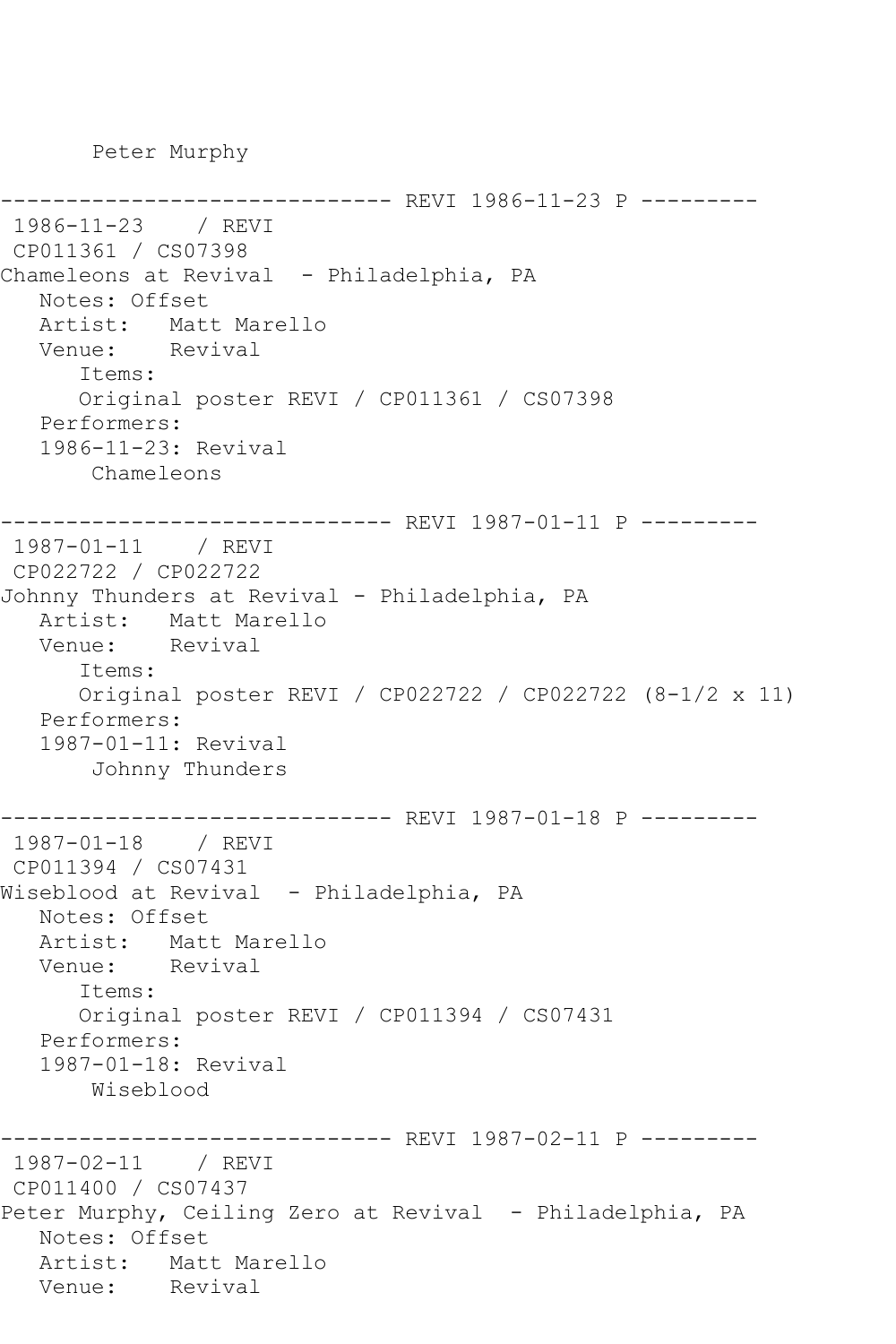Peter Murphy

------------------------------ REVI 1986-11-23 P ---------
1986-11-23 / REVI
CP011361 / CS07398
Chameleons at Revival - Philadelphia, PA
Notes: Offset
Artist: Matt Marello
Venue: Revival
Items:
Original poster REVI / CP011361 / CS07398
Performers:
1986-11-23: Revival
Chameleons

------------------------------ REVI 1987-01-11 P ---------
1987-01-11 / REVI
CP022722 / CP022722
Johnny Thunders at Revival - Philadelphia, PA
Artist: Matt Marello
Venue: Revival
Items:
Original poster REVI / CP022722 / CP022722 (8-1/2 x 11)
Performers:
1987-01-11: Revival
Johnny Thunders

------------------------------ REVI 1987-01-18 P ---------
1987-01-18 / REVI
CP011394 / CS07431
Wiseblood at Revival - Philadelphia, PA
Notes: Offset
Artist: Matt Marello
Venue: Revival
Items:
Original poster REVI / CP011394 / CS07431
Performers:
1987-01-18: Revival
Wiseblood

------------------------------ REVI 1987-02-11 P ---------
1987-02-11 / REVI
CP011400 / CS07437
Peter Murphy, Ceiling Zero at Revival - Philadelphia, PA
Notes: Offset
Artist: Matt Marello
Venue: Revival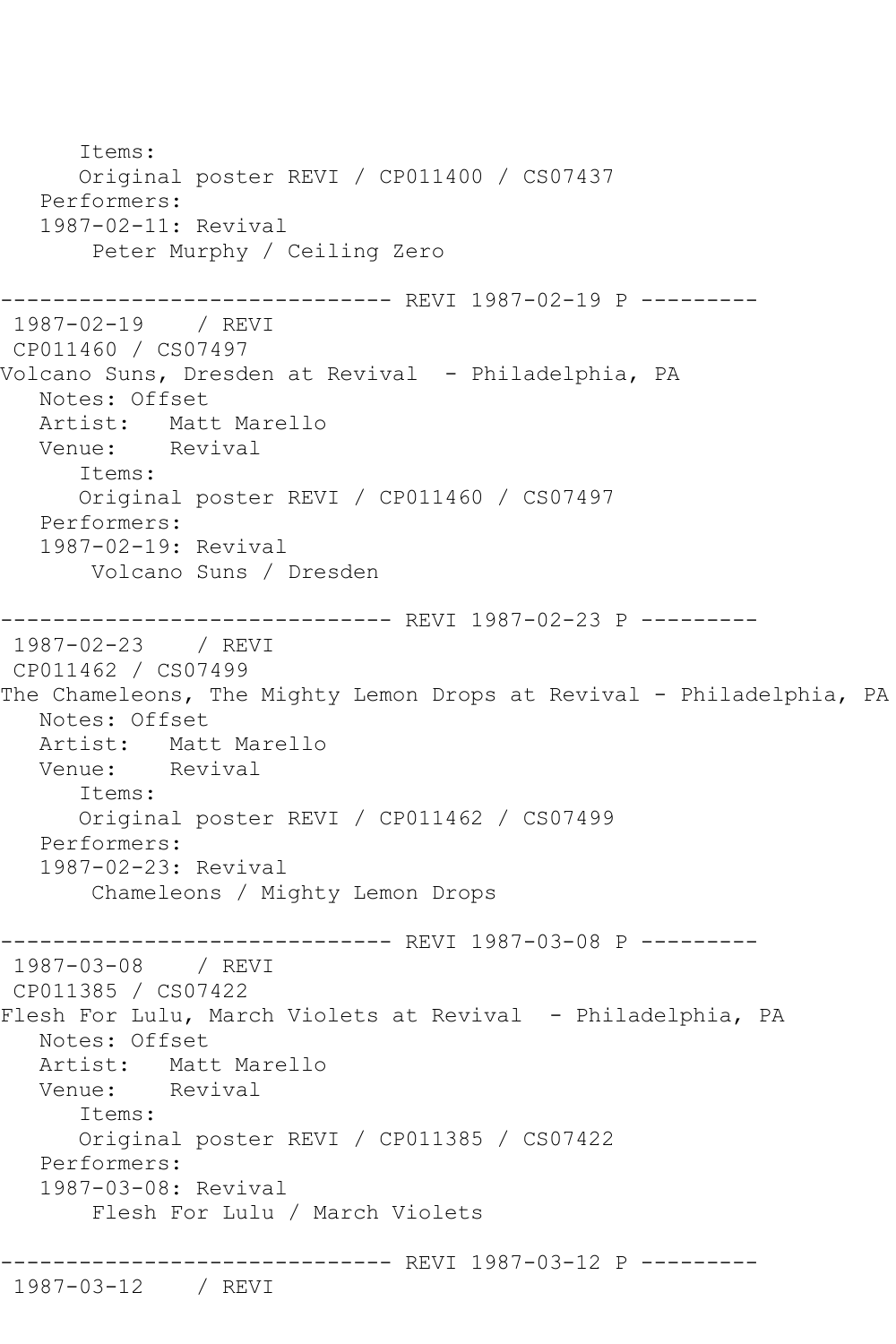```
      Items:
      Original poster REVI / CP011400 / CS07437
   Performers:
   1987-02-11: Revival
       Peter Murphy / Ceiling Zero

------------------------------ REVI 1987-02-19 P ---------
 1987-02-19    / REVI
 CP011460 / CS07497
Volcano Suns, Dresden at Revival  - Philadelphia, PA
   Notes: Offset
   Artist:   Matt Marello
   Venue:    Revival
      Items:
      Original poster REVI / CP011460 / CS07497
   Performers:
   1987-02-19: Revival
       Volcano Suns / Dresden

------------------------------ REVI 1987-02-23 P ---------
 1987-02-23    / REVI
 CP011462 / CS07499
The Chameleons, The Mighty Lemon Drops at Revival - Philadelphia, PA
   Notes: Offset
   Artist:   Matt Marello
   Venue:    Revival
      Items:
      Original poster REVI / CP011462 / CS07499
   Performers:
   1987-02-23: Revival
       Chameleons / Mighty Lemon Drops

------------------------------ REVI 1987-03-08 P ---------
 1987-03-08    / REVI
 CP011385 / CS07422
Flesh For Lulu, March Violets at Revival  - Philadelphia, PA
   Notes: Offset
   Artist:   Matt Marello
   Venue:    Revival
      Items:
      Original poster REVI / CP011385 / CS07422
   Performers:
   1987-03-08: Revival
       Flesh For Lulu / March Violets

------------------------------ REVI 1987-03-12 P ---------
 1987-03-12    / REVI
```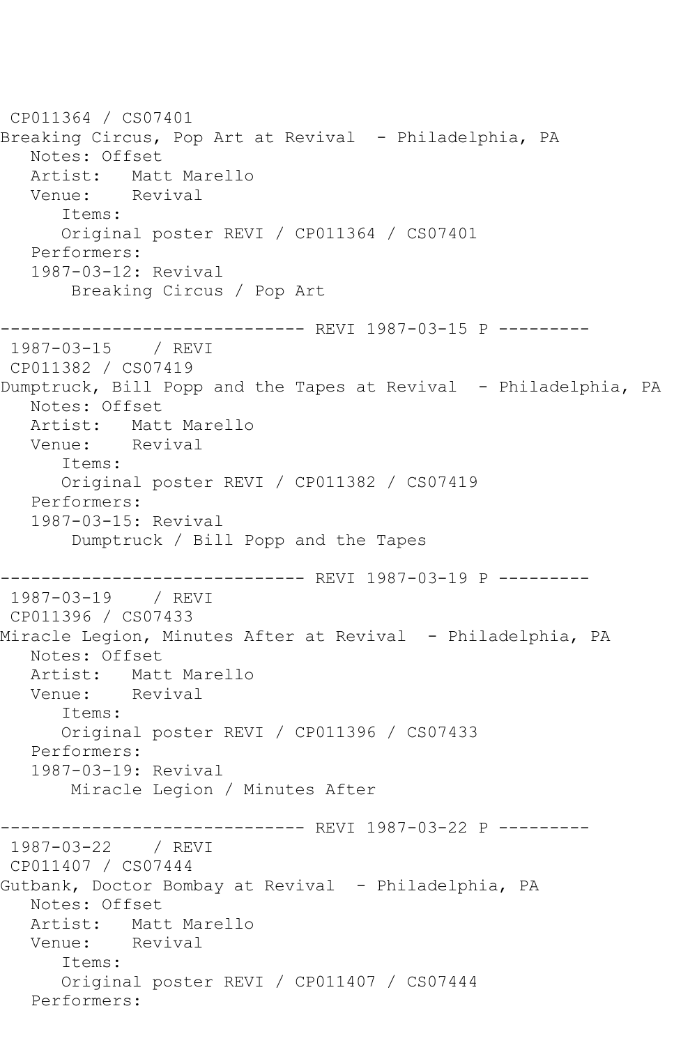CP011364 / CS07401
Breaking Circus, Pop Art at Revival - Philadelphia, PA
   Notes: Offset
   Artist: Matt Marello
   Venue: Revival
      Items:
      Original poster REVI / CP011364 / CS07401
   Performers:
   1987-03-12: Revival
       Breaking Circus / Pop Art

------------------------------ REVI 1987-03-15 P ---------
1987-03-15 / REVI
CP011382 / CS07419
Dumptruck, Bill Popp and the Tapes at Revival - Philadelphia, PA
   Notes: Offset
   Artist: Matt Marello
   Venue: Revival
      Items:
      Original poster REVI / CP011382 / CS07419
   Performers:
   1987-03-15: Revival
       Dumptruck / Bill Popp and the Tapes

------------------------------ REVI 1987-03-19 P ---------
1987-03-19 / REVI
CP011396 / CS07433
Miracle Legion, Minutes After at Revival - Philadelphia, PA
   Notes: Offset
   Artist: Matt Marello
   Venue: Revival
      Items:
      Original poster REVI / CP011396 / CS07433
   Performers:
   1987-03-19: Revival
       Miracle Legion / Minutes After

------------------------------ REVI 1987-03-22 P ---------
1987-03-22 / REVI
CP011407 / CS07444
Gutbank, Doctor Bombay at Revival - Philadelphia, PA
   Notes: Offset
   Artist: Matt Marello
   Venue: Revival
      Items:
      Original poster REVI / CP011407 / CS07444
   Performers: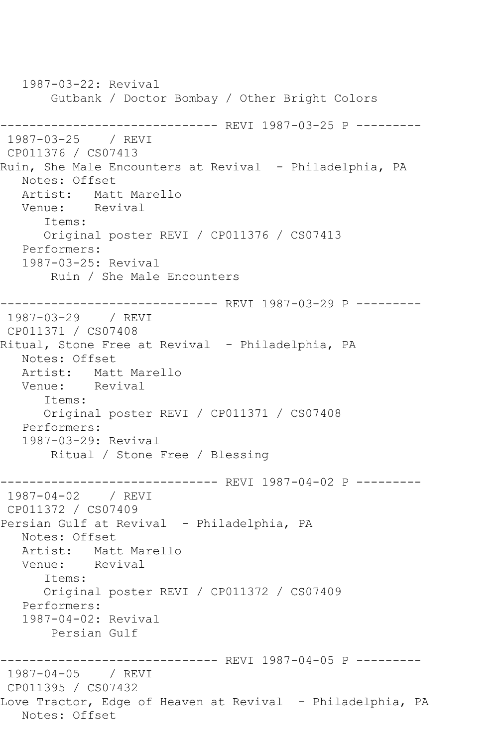1987-03-22: Revival
       Gutbank / Doctor Bombay / Other Bright Colors

------------------------------ REVI 1987-03-25 P ---------
1987-03-25    / REVI
CP011376 / CS07413
Ruin, She Male Encounters at Revival  - Philadelphia, PA
   Notes: Offset
   Artist:   Matt Marello
   Venue:    Revival
      Items:
      Original poster REVI / CP011376 / CS07413
   Performers:
   1987-03-25: Revival
       Ruin / She Male Encounters

------------------------------ REVI 1987-03-29 P ---------
1987-03-29    / REVI
CP011371 / CS07408
Ritual, Stone Free at Revival  - Philadelphia, PA
   Notes: Offset
   Artist:   Matt Marello
   Venue:    Revival
      Items:
      Original poster REVI / CP011371 / CS07408
   Performers:
   1987-03-29: Revival
       Ritual / Stone Free / Blessing

------------------------------ REVI 1987-04-02 P ---------
1987-04-02    / REVI
CP011372 / CS07409
Persian Gulf at Revival  - Philadelphia, PA
   Notes: Offset
   Artist:   Matt Marello
   Venue:    Revival
      Items:
      Original poster REVI / CP011372 / CS07409
   Performers:
   1987-04-02: Revival
       Persian Gulf

------------------------------ REVI 1987-04-05 P ---------
1987-04-05    / REVI
CP011395 / CS07432
Love Tractor, Edge of Heaven at Revival  - Philadelphia, PA
   Notes: Offset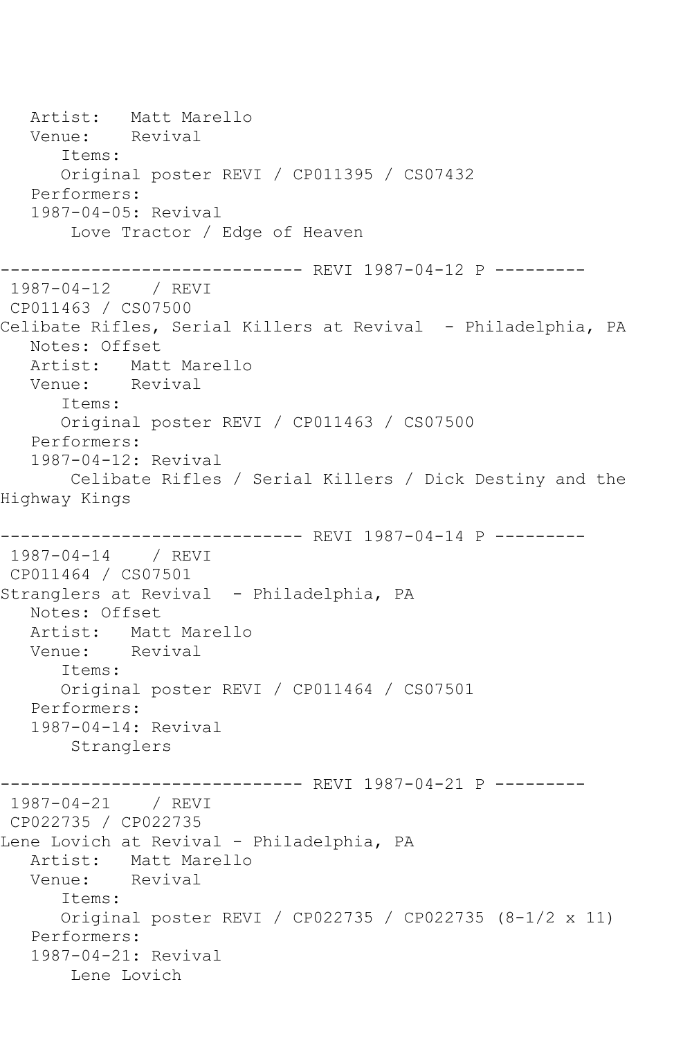```
   Artist:   Matt Marello
   Venue:    Revival
      Items:
      Original poster REVI / CP011395 / CS07432
   Performers:
   1987-04-05: Revival
       Love Tractor / Edge of Heaven

------------------------------ REVI 1987-04-12 P ---------
 1987-04-12    / REVI
 CP011463 / CS07500
Celibate Rifles, Serial Killers at Revival  - Philadelphia, PA
   Notes: Offset
   Artist:   Matt Marello
   Venue:    Revival
      Items:
      Original poster REVI / CP011463 / CS07500
   Performers:
   1987-04-12: Revival
       Celibate Rifles / Serial Killers / Dick Destiny and the
Highway Kings

------------------------------ REVI 1987-04-14 P ---------
 1987-04-14    / REVI
 CP011464 / CS07501
Stranglers at Revival  - Philadelphia, PA
   Notes: Offset
   Artist:   Matt Marello
   Venue:    Revival
      Items:
      Original poster REVI / CP011464 / CS07501
   Performers:
   1987-04-14: Revival
       Stranglers

------------------------------ REVI 1987-04-21 P ---------
 1987-04-21    / REVI
 CP022735 / CP022735
Lene Lovich at Revival - Philadelphia, PA
   Artist:   Matt Marello
   Venue:    Revival
      Items:
      Original poster REVI / CP022735 / CP022735 (8-1/2 x 11)
   Performers:
   1987-04-21: Revival
       Lene Lovich
```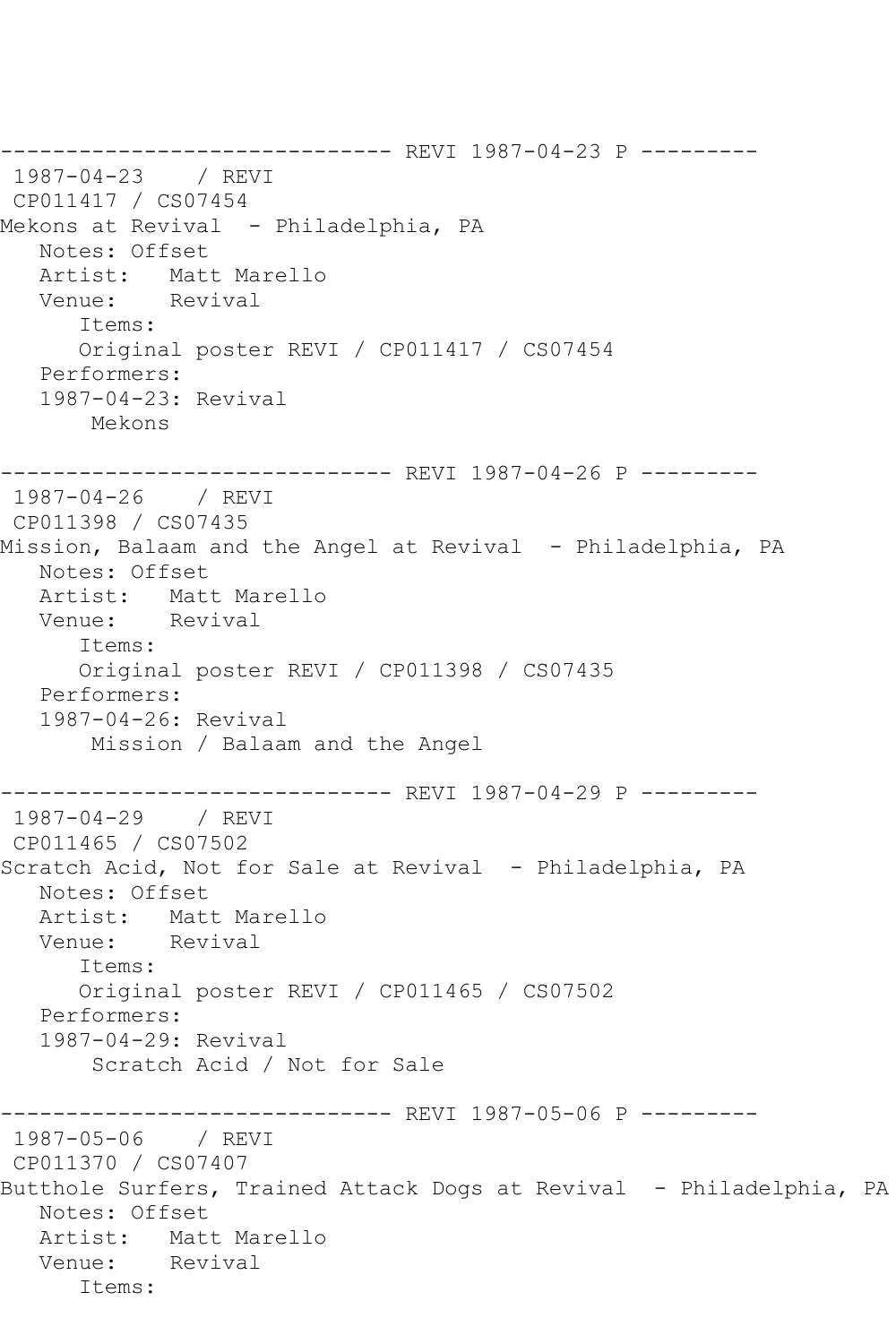```
------------------------------ REVI 1987-04-23 P ---------
 1987-04-23    / REVI
 CP011417 / CS07454
Mekons at Revival  - Philadelphia, PA
   Notes: Offset
   Artist:   Matt Marello
   Venue:    Revival
      Items:
      Original poster REVI / CP011417 / CS07454
   Performers:
   1987-04-23: Revival
       Mekons

------------------------------ REVI 1987-04-26 P ---------
 1987-04-26    / REVI
 CP011398 / CS07435
Mission, Balaam and the Angel at Revival  - Philadelphia, PA
   Notes: Offset
   Artist:   Matt Marello
   Venue:    Revival
      Items:
      Original poster REVI / CP011398 / CS07435
   Performers:
   1987-04-26: Revival
       Mission / Balaam and the Angel

------------------------------ REVI 1987-04-29 P ---------
 1987-04-29    / REVI
 CP011465 / CS07502
Scratch Acid, Not for Sale at Revival  - Philadelphia, PA
   Notes: Offset
   Artist:   Matt Marello
   Venue:    Revival
      Items:
      Original poster REVI / CP011465 / CS07502
   Performers:
   1987-04-29: Revival
       Scratch Acid / Not for Sale

------------------------------ REVI 1987-05-06 P ---------
 1987-05-06    / REVI
 CP011370 / CS07407
Butthole Surfers, Trained Attack Dogs at Revival  - Philadelphia, PA
   Notes: Offset
   Artist:   Matt Marello
   Venue:    Revival
      Items:
```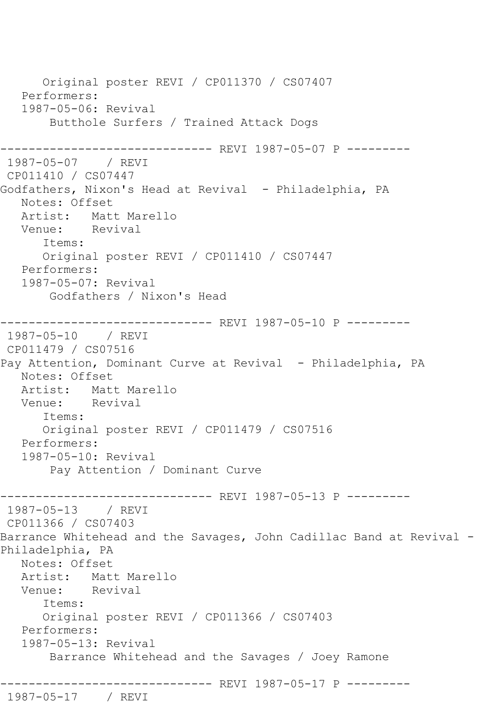Original poster REVI / CP011370 / CS07407
Performers:
1987-05-06: Revival
Butthole Surfers / Trained Attack Dogs

------------------------------ REVI 1987-05-07 P ---------
1987-05-07 / REVI
CP011410 / CS07447
Godfathers, Nixon's Head at Revival - Philadelphia, PA
Notes: Offset
Artist: Matt Marello
Venue: Revival
Items:
Original poster REVI / CP011410 / CS07447
Performers:
1987-05-07: Revival
Godfathers / Nixon's Head

------------------------------ REVI 1987-05-10 P ---------
1987-05-10 / REVI
CP011479 / CS07516
Pay Attention, Dominant Curve at Revival - Philadelphia, PA
Notes: Offset
Artist: Matt Marello
Venue: Revival
Items:
Original poster REVI / CP011479 / CS07516
Performers:
1987-05-10: Revival
Pay Attention / Dominant Curve

------------------------------ REVI 1987-05-13 P ---------
1987-05-13 / REVI
CP011366 / CS07403
Barrance Whitehead and the Savages, John Cadillac Band at Revival - Philadelphia, PA
Notes: Offset
Artist: Matt Marello
Venue: Revival
Items:
Original poster REVI / CP011366 / CS07403
Performers:
1987-05-13: Revival
Barrance Whitehead and the Savages / Joey Ramone

------------------------------ REVI 1987-05-17 P ---------
1987-05-17 / REVI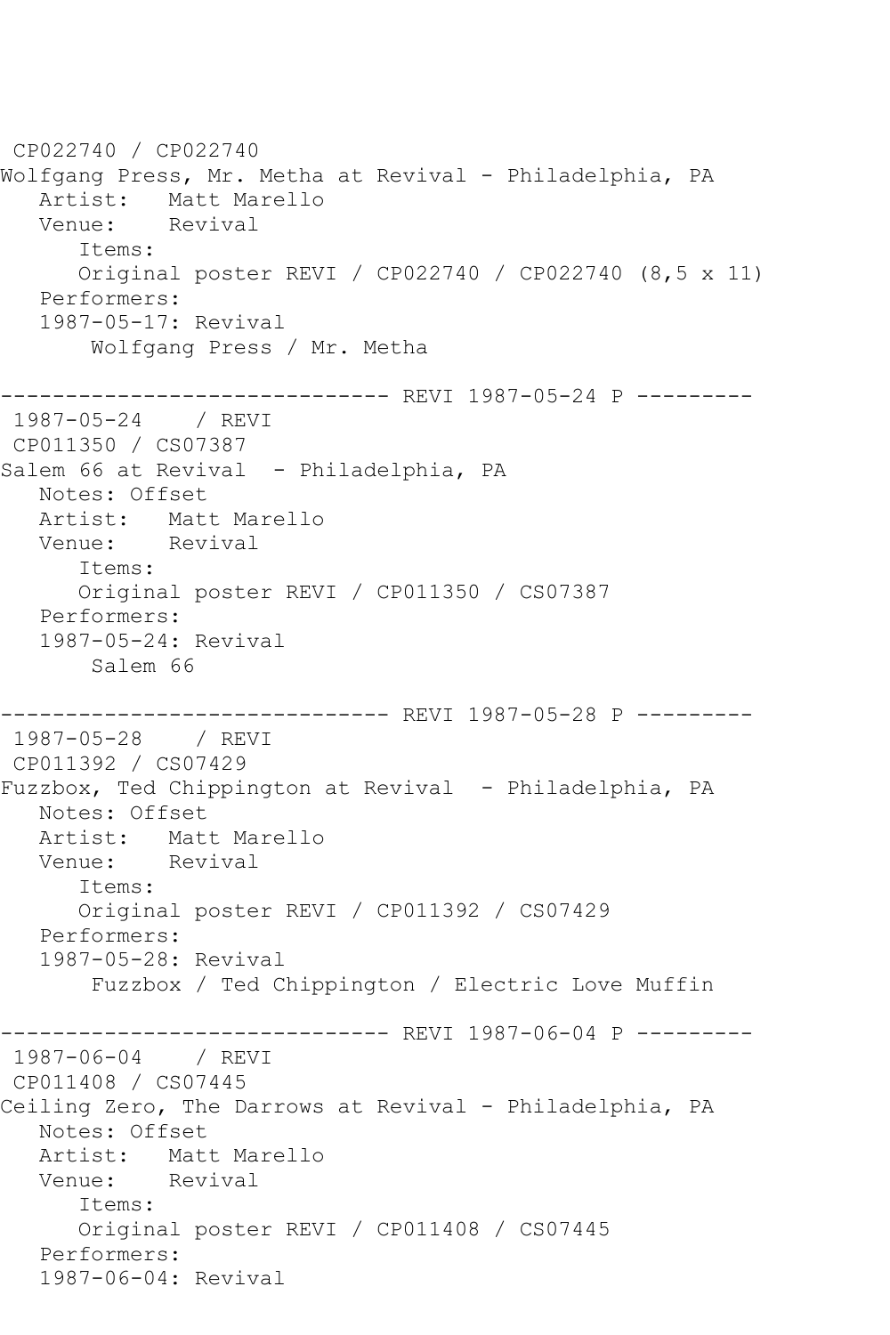CP022740 / CP022740
Wolfgang Press, Mr. Metha at Revival - Philadelphia, PA
   Artist:   Matt Marello
   Venue:    Revival
      Items:
      Original poster REVI / CP022740 / CP022740 (8,5 x 11)
   Performers:
   1987-05-17: Revival
       Wolfgang Press / Mr. Metha

------------------------------ REVI 1987-05-24 P ---------
1987-05-24    / REVI
CP011350 / CS07387
Salem 66 at Revival  - Philadelphia, PA
   Notes: Offset
   Artist:   Matt Marello
   Venue:    Revival
      Items:
      Original poster REVI / CP011350 / CS07387
   Performers:
   1987-05-24: Revival
       Salem 66

------------------------------ REVI 1987-05-28 P ---------
1987-05-28    / REVI
CP011392 / CS07429
Fuzzbox, Ted Chippington at Revival  - Philadelphia, PA
   Notes: Offset
   Artist:   Matt Marello
   Venue:    Revival
      Items:
      Original poster REVI / CP011392 / CS07429
   Performers:
   1987-05-28: Revival
       Fuzzbox / Ted Chippington / Electric Love Muffin

------------------------------ REVI 1987-06-04 P ---------
1987-06-04    / REVI
CP011408 / CS07445
Ceiling Zero, The Darrows at Revival - Philadelphia, PA
   Notes: Offset
   Artist:   Matt Marello
   Venue:    Revival
      Items:
      Original poster REVI / CP011408 / CS07445
   Performers:
   1987-06-04: Revival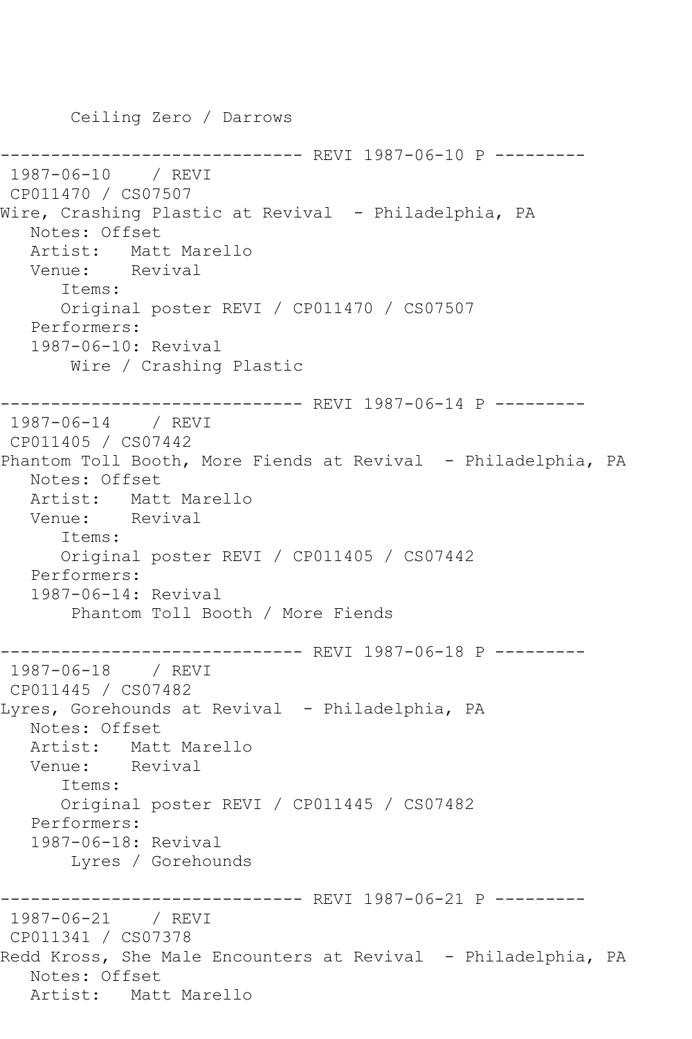Ceiling Zero / Darrows

------------------------------ REVI 1987-06-10 P ---------
1987-06-10 / REVI
CP011470 / CS07507
Wire, Crashing Plastic at Revival - Philadelphia, PA
Notes: Offset
Artist: Matt Marello
Venue: Revival
Items:
Original poster REVI / CP011470 / CS07507
Performers:
1987-06-10: Revival
Wire / Crashing Plastic

------------------------------ REVI 1987-06-14 P ---------
1987-06-14 / REVI
CP011405 / CS07442
Phantom Toll Booth, More Fiends at Revival - Philadelphia, PA
Notes: Offset
Artist: Matt Marello
Venue: Revival
Items:
Original poster REVI / CP011405 / CS07442
Performers:
1987-06-14: Revival
Phantom Toll Booth / More Fiends

------------------------------ REVI 1987-06-18 P ---------
1987-06-18 / REVI
CP011445 / CS07482
Lyres, Gorehounds at Revival - Philadelphia, PA
Notes: Offset
Artist: Matt Marello
Venue: Revival
Items:
Original poster REVI / CP011445 / CS07482
Performers:
1987-06-18: Revival
Lyres / Gorehounds

------------------------------ REVI 1987-06-21 P ---------
1987-06-21 / REVI
CP011341 / CS07378
Redd Kross, She Male Encounters at Revival - Philadelphia, PA
Notes: Offset
Artist: Matt Marello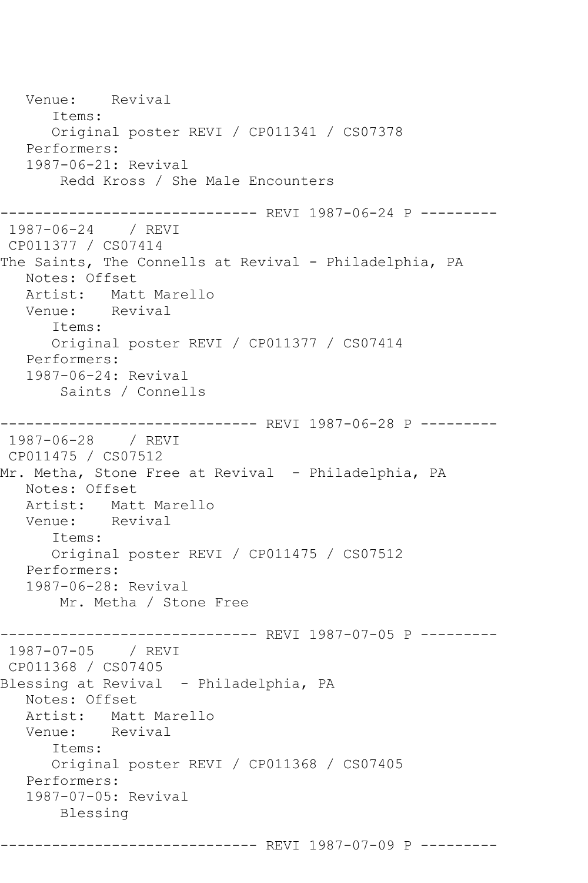```
   Venue:    Revival
      Items:
      Original poster REVI / CP011341 / CS07378
   Performers:
   1987-06-21: Revival
       Redd Kross / She Male Encounters

------------------------------ REVI 1987-06-24 P ---------
 1987-06-24    / REVI
 CP011377 / CS07414
The Saints, The Connells at Revival - Philadelphia, PA
   Notes: Offset
   Artist:   Matt Marello
   Venue:    Revival
      Items:
      Original poster REVI / CP011377 / CS07414
   Performers:
   1987-06-24: Revival
       Saints / Connells

------------------------------ REVI 1987-06-28 P ---------
 1987-06-28    / REVI
 CP011475 / CS07512
Mr. Metha, Stone Free at Revival  - Philadelphia, PA
   Notes: Offset
   Artist:   Matt Marello
   Venue:    Revival
      Items:
      Original poster REVI / CP011475 / CS07512
   Performers:
   1987-06-28: Revival
       Mr. Metha / Stone Free

------------------------------ REVI 1987-07-05 P ---------
 1987-07-05    / REVI
 CP011368 / CS07405
Blessing at Revival  - Philadelphia, PA
   Notes: Offset
   Artist:   Matt Marello
   Venue:    Revival
      Items:
      Original poster REVI / CP011368 / CS07405
   Performers:
   1987-07-05: Revival
       Blessing

------------------------------ REVI 1987-07-09 P ---------
```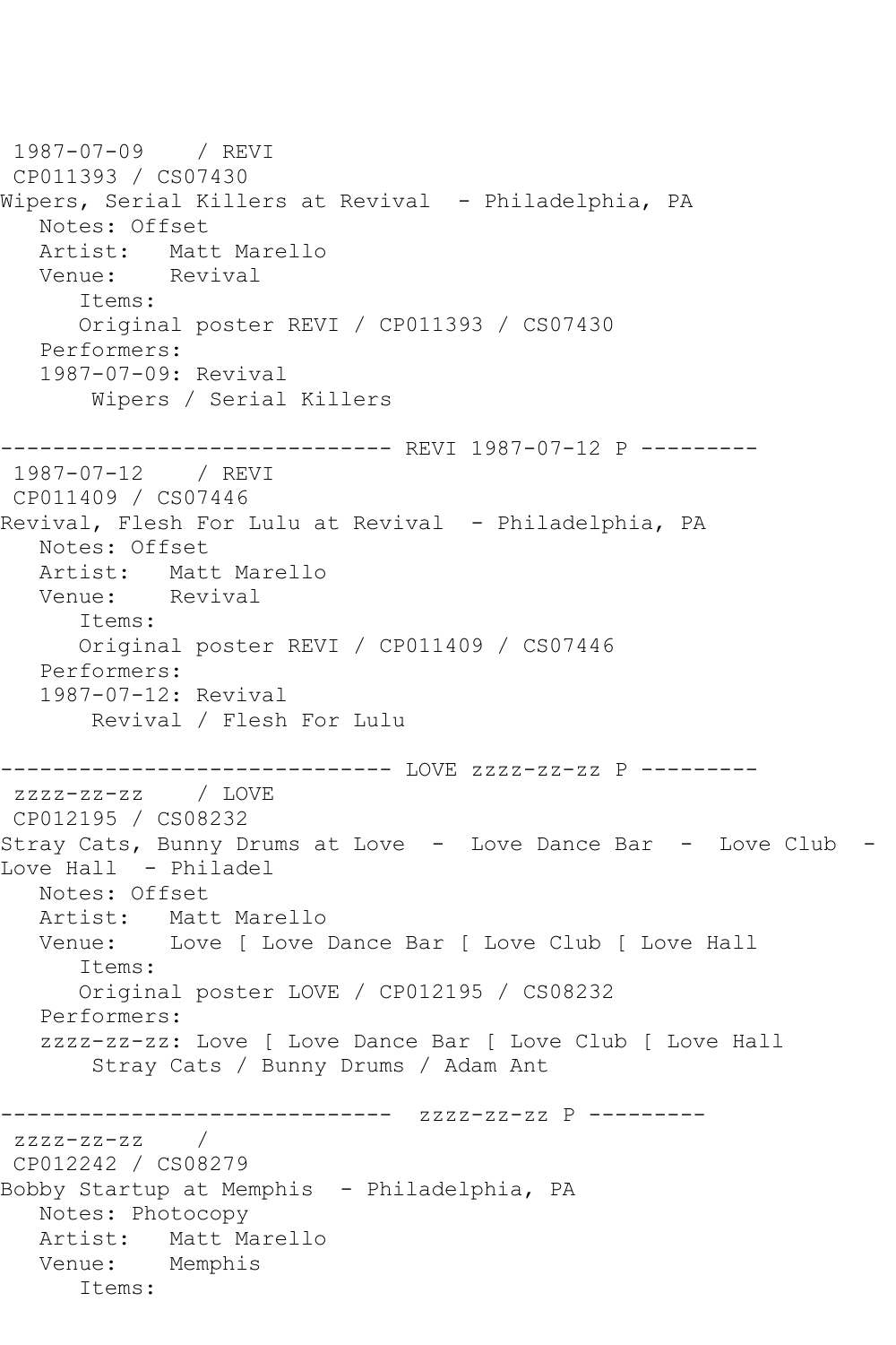1987-07-09 / REVI
CP011393 / CS07430
Wipers, Serial Killers at Revival - Philadelphia, PA
Notes: Offset
Artist: Matt Marello
Venue: Revival
Items:
Original poster REVI / CP011393 / CS07430
Performers:
1987-07-09: Revival
Wipers / Serial Killers

------------------------------ REVI 1987-07-12 P ---------
1987-07-12 / REVI
CP011409 / CS07446
Revival, Flesh For Lulu at Revival - Philadelphia, PA
Notes: Offset
Artist: Matt Marello
Venue: Revival
Items:
Original poster REVI / CP011409 / CS07446
Performers:
1987-07-12: Revival
Revival / Flesh For Lulu

------------------------------ LOVE zzzz-zz-zz P ---------
zzzz-zz-zz / LOVE
CP012195 / CS08232
Stray Cats, Bunny Drums at Love - Love Dance Bar - Love Club - Love Hall - Philadel
Notes: Offset
Artist: Matt Marello
Venue: Love [ Love Dance Bar [ Love Club [ Love Hall
Items:
Original poster LOVE / CP012195 / CS08232
Performers:
zzzz-zz-zz: Love [ Love Dance Bar [ Love Club [ Love Hall
Stray Cats / Bunny Drums / Adam Ant

------------------------------ zzzz-zz-zz P ---------
zzzz-zz-zz /
CP012242 / CS08279
Bobby Startup at Memphis - Philadelphia, PA
Notes: Photocopy
Artist: Matt Marello
Venue: Memphis
Items: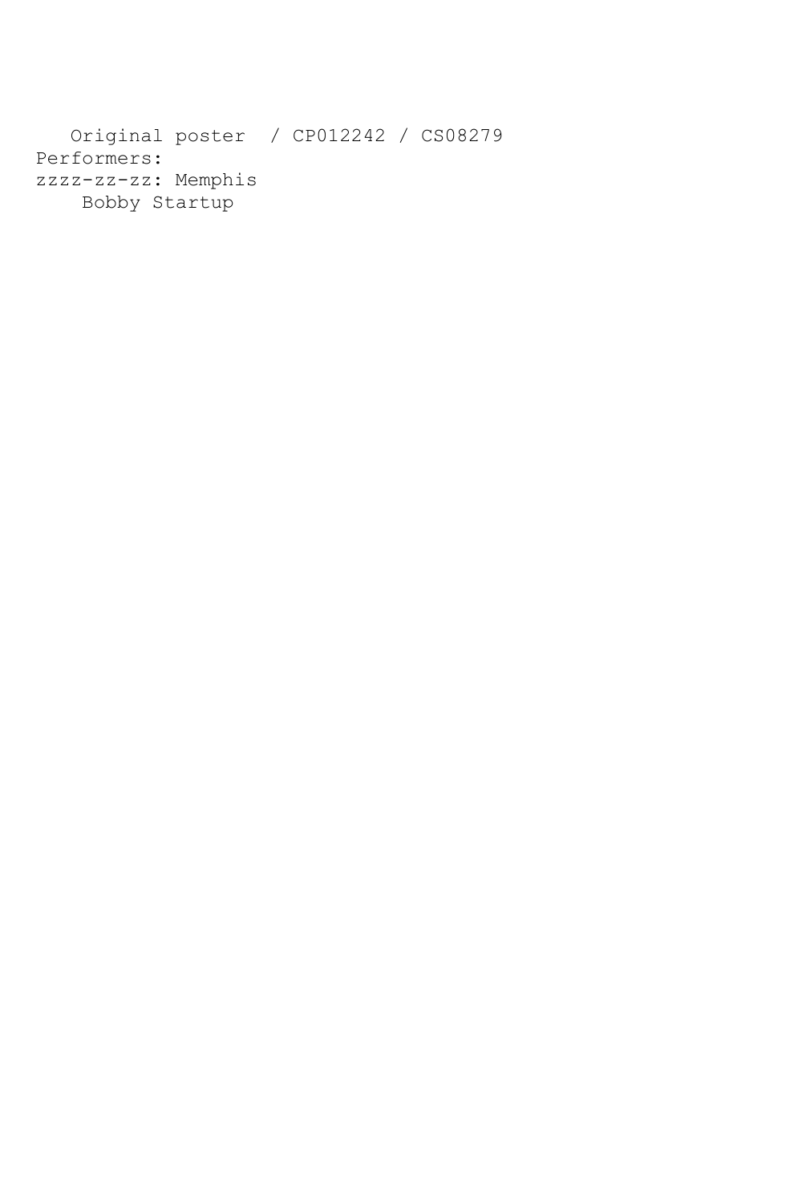Original poster / CP012242 / CS08279

Performers:

zzzz-zz-zz: Memphis

Bobby Startup